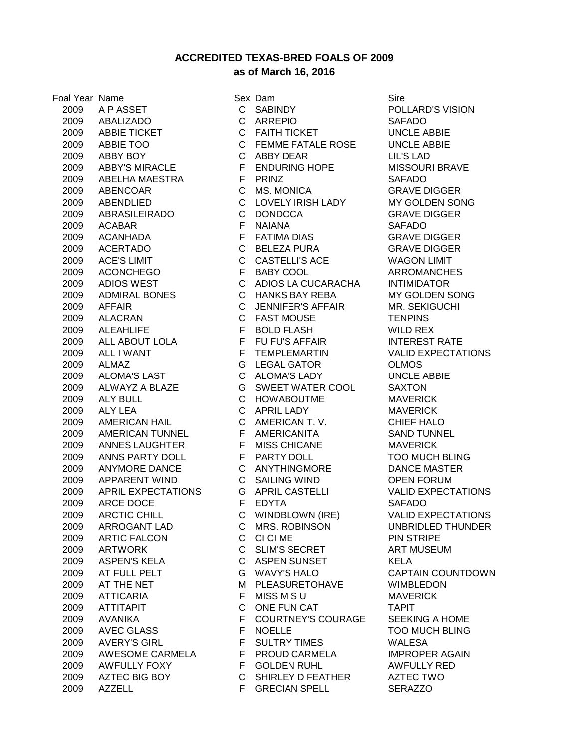## ACCREDITED TEXAS-BRED FOALS OF 2009
### as of March 16, 2016

| Foal Year | Name | Sex | Dam | Sire |
|---|---|---|---|---|
| 2009 | A P ASSET | C | SABINDY | POLLARD'S VISION |
| 2009 | ABALIZADO | C | ARREPIO | SAFADO |
| 2009 | ABBIE TICKET | C | FAITH TICKET | UNCLE ABBIE |
| 2009 | ABBIE TOO | C | FEMME FATALE ROSE | UNCLE ABBIE |
| 2009 | ABBY BOY | C | ABBY DEAR | LIL'S LAD |
| 2009 | ABBY'S MIRACLE | F | ENDURING HOPE | MISSOURI BRAVE |
| 2009 | ABELHA MAESTRA | F | PRINZ | SAFADO |
| 2009 | ABENCOAR | C | MS. MONICA | GRAVE DIGGER |
| 2009 | ABENDLIED | C | LOVELY IRISH LADY | MY GOLDEN SONG |
| 2009 | ABRASILEIRADO | C | DONDOCA | GRAVE DIGGER |
| 2009 | ACABAR | F | NAIANA | SAFADO |
| 2009 | ACANHADA | F | FATIMA DIAS | GRAVE DIGGER |
| 2009 | ACERTADO | C | BELEZA PURA | GRAVE DIGGER |
| 2009 | ACE'S LIMIT | C | CASTELLI'S ACE | WAGON LIMIT |
| 2009 | ACONCHEGO | F | BABY COOL | ARROMANCHES |
| 2009 | ADIOS WEST | C | ADIOS LA CUCARACHA | INTIMIDATOR |
| 2009 | ADMIRAL BONES | C | HANKS BAY REBA | MY GOLDEN SONG |
| 2009 | AFFAIR | C | JENNIFER'S AFFAIR | MR. SEKIGUCHI |
| 2009 | ALACRAN | C | FAST MOUSE | TENPINS |
| 2009 | ALEAHLIFE | F | BOLD FLASH | WILD REX |
| 2009 | ALL ABOUT LOLA | F | FU FU'S AFFAIR | INTEREST RATE |
| 2009 | ALL I WANT | F | TEMPLEMARTIN | VALID EXPECTATIONS |
| 2009 | ALMAZ | G | LEGAL GATOR | OLMOS |
| 2009 | ALOMA'S LAST | C | ALOMA'S LADY | UNCLE ABBIE |
| 2009 | ALWAYZ A BLAZE | G | SWEET WATER COOL | SAXTON |
| 2009 | ALY BULL | C | HOWABOUTME | MAVERICK |
| 2009 | ALY LEA | C | APRIL LADY | MAVERICK |
| 2009 | AMERICAN HAIL | C | AMERICAN T. V. | CHIEF HALO |
| 2009 | AMERICAN TUNNEL | F | AMERICANITA | SAND TUNNEL |
| 2009 | ANNES LAUGHTER | F | MISS CHICANE | MAVERICK |
| 2009 | ANNS PARTY DOLL | F | PARTY DOLL | TOO MUCH BLING |
| 2009 | ANYMORE DANCE | C | ANYTHINGMORE | DANCE MASTER |
| 2009 | APPARENT WIND | C | SAILING WIND | OPEN FORUM |
| 2009 | APRIL EXPECTATIONS | G | APRIL CASTELLI | VALID EXPECTATIONS |
| 2009 | ARCE DOCE | F | EDYTA | SAFADO |
| 2009 | ARCTIC CHILL | C | WINDBLOWN (IRE) | VALID EXPECTATIONS |
| 2009 | ARROGANT LAD | C | MRS. ROBINSON | UNBRIDLED THUNDER |
| 2009 | ARTIC FALCON | C | CI CI ME | PIN STRIPE |
| 2009 | ARTWORK | C | SLIM'S SECRET | ART MUSEUM |
| 2009 | ASPEN'S KELA | C | ASPEN SUNSET | KELA |
| 2009 | AT FULL PELT | G | WAVY'S HALO | CAPTAIN COUNTDOWN |
| 2009 | AT THE NET | M | PLEASURETOHAVE | WIMBLEDON |
| 2009 | ATTICARIA | F | MISS M S U | MAVERICK |
| 2009 | ATTITAPIT | C | ONE FUN CAT | TAPIT |
| 2009 | AVANIKA | F | COURTNEY'S COURAGE | SEEKING A HOME |
| 2009 | AVEC GLASS | F | NOELLE | TOO MUCH BLING |
| 2009 | AVERY'S GIRL | F | SULTRY TIMES | WALESA |
| 2009 | AWESOME CARMELA | F | PROUD CARMELA | IMPROPER AGAIN |
| 2009 | AWFULLY FOXY | F | GOLDEN RUHL | AWFULLY RED |
| 2009 | AZTEC BIG BOY | C | SHIRLEY D FEATHER | AZTEC TWO |
| 2009 | AZZELL | F | GRECIAN SPELL | SERAZZO |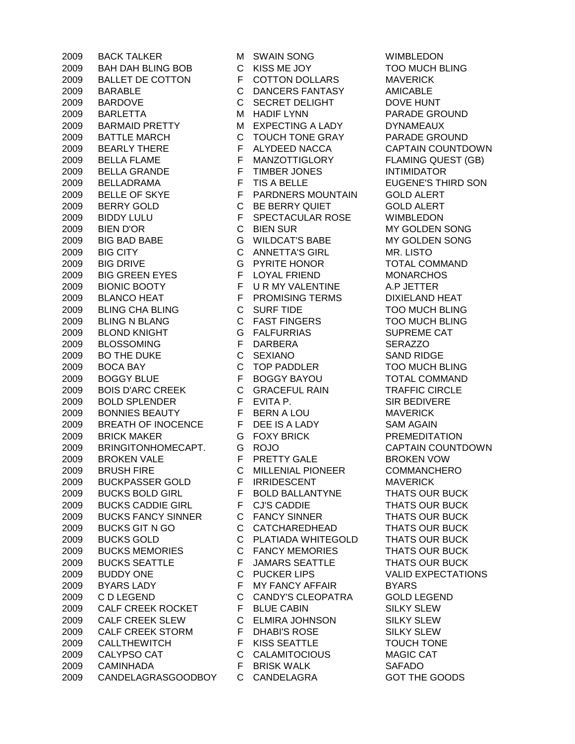| | | | | |
|---|---|---|---|---|
| 2009 | BACK TALKER | M | SWAIN SONG | WIMBLEDON |
| 2009 | BAH DAH BLING BOB | C | KISS ME JOY | TOO MUCH BLING |
| 2009 | BALLET DE COTTON | F | COTTON DOLLARS | MAVERICK |
| 2009 | BARABLE | C | DANCERS FANTASY | AMICABLE |
| 2009 | BARDOVE | C | SECRET DELIGHT | DOVE HUNT |
| 2009 | BARLETTA | M | HADIF LYNN | PARADE GROUND |
| 2009 | BARMAID PRETTY | M | EXPECTING A LADY | DYNAMEAUX |
| 2009 | BATTLE MARCH | C | TOUCH TONE GRAY | PARADE GROUND |
| 2009 | BEARLY THERE | F | ALYDEED NACCA | CAPTAIN COUNTDOWN |
| 2009 | BELLA FLAME | F | MANZOTTIGLORY | FLAMING QUEST (GB) |
| 2009 | BELLA GRANDE | F | TIMBER JONES | INTIMIDATOR |
| 2009 | BELLADRAMA | F | TIS A BELLE | EUGENE'S THIRD SON |
| 2009 | BELLE OF SKYE | F | PARDNERS MOUNTAIN | GOLD ALERT |
| 2009 | BERRY GOLD | C | BE BERRY QUIET | GOLD ALERT |
| 2009 | BIDDY LULU | F | SPECTACULAR ROSE | WIMBLEDON |
| 2009 | BIEN D'OR | C | BIEN SUR | MY GOLDEN SONG |
| 2009 | BIG BAD BABE | G | WILDCAT'S BABE | MY GOLDEN SONG |
| 2009 | BIG CITY | C | ANNETTA'S GIRL | MR. LISTO |
| 2009 | BIG DRIVE | G | PYRITE HONOR | TOTAL COMMAND |
| 2009 | BIG GREEN EYES | F | LOYAL FRIEND | MONARCHOS |
| 2009 | BIONIC BOOTY | F | U R MY VALENTINE | A.P JETTER |
| 2009 | BLANCO HEAT | F | PROMISING TERMS | DIXIELAND HEAT |
| 2009 | BLING CHA BLING | C | SURF TIDE | TOO MUCH BLING |
| 2009 | BLING N BLANG | C | FAST FINGERS | TOO MUCH BLING |
| 2009 | BLOND KNIGHT | G | FALFURRIAS | SUPREME CAT |
| 2009 | BLOSSOMING | F | DARBERA | SERAZZO |
| 2009 | BO THE DUKE | C | SEXIANO | SAND RIDGE |
| 2009 | BOCA BAY | C | TOP PADDLER | TOO MUCH BLING |
| 2009 | BOGGY BLUE | F | BOGGY BAYOU | TOTAL COMMAND |
| 2009 | BOIS D'ARC CREEK | C | GRACEFUL RAIN | TRAFFIC CIRCLE |
| 2009 | BOLD SPLENDER | F | EVITA P. | SIR BEDIVERE |
| 2009 | BONNIES BEAUTY | F | BERN A LOU | MAVERICK |
| 2009 | BREATH OF INOCENCE | F | DEE IS A LADY | SAM AGAIN |
| 2009 | BRICK MAKER | G | FOXY BRICK | PREMEDITATION |
| 2009 | BRINGITONHOMECAPT. | G | ROJO | CAPTAIN COUNTDOWN |
| 2009 | BROKEN VALE | F | PRETTY GALE | BROKEN VOW |
| 2009 | BRUSH FIRE | C | MILLENIAL PIONEER | COMMANCHERO |
| 2009 | BUCKPASSER GOLD | F | IRRIDESCENT | MAVERICK |
| 2009 | BUCKS BOLD GIRL | F | BOLD BALLANTYNE | THATS OUR BUCK |
| 2009 | BUCKS CADDIE GIRL | F | CJ'S CADDIE | THATS OUR BUCK |
| 2009 | BUCKS FANCY SINNER | C | FANCY SINNER | THATS OUR BUCK |
| 2009 | BUCKS GIT N GO | C | CATCHAREDHEAD | THATS OUR BUCK |
| 2009 | BUCKS GOLD | C | PLATIADA WHITEGOLD | THATS OUR BUCK |
| 2009 | BUCKS MEMORIES | C | FANCY MEMORIES | THATS OUR BUCK |
| 2009 | BUCKS SEATTLE | F | JAMARS SEATTLE | THATS OUR BUCK |
| 2009 | BUDDY ONE | C | PUCKER LIPS | VALID EXPECTATIONS |
| 2009 | BYARS LADY | F | MY FANCY AFFAIR | BYARS |
| 2009 | C D LEGEND | C | CANDY'S CLEOPATRA | GOLD LEGEND |
| 2009 | CALF CREEK ROCKET | F | BLUE CABIN | SILKY SLEW |
| 2009 | CALF CREEK SLEW | C | ELMIRA JOHNSON | SILKY SLEW |
| 2009 | CALF CREEK STORM | F | DHABI'S ROSE | SILKY SLEW |
| 2009 | CALLTHEWITCH | F | KISS SEATTLE | TOUCH TONE |
| 2009 | CALYPSO CAT | C | CALAMITOCIOUS | MAGIC CAT |
| 2009 | CAMINHADA | F | BRISK WALK | SAFADO |
| 2009 | CANDELAGRASGOODBOY | C | CANDELAGRA | GOT THE GOODS |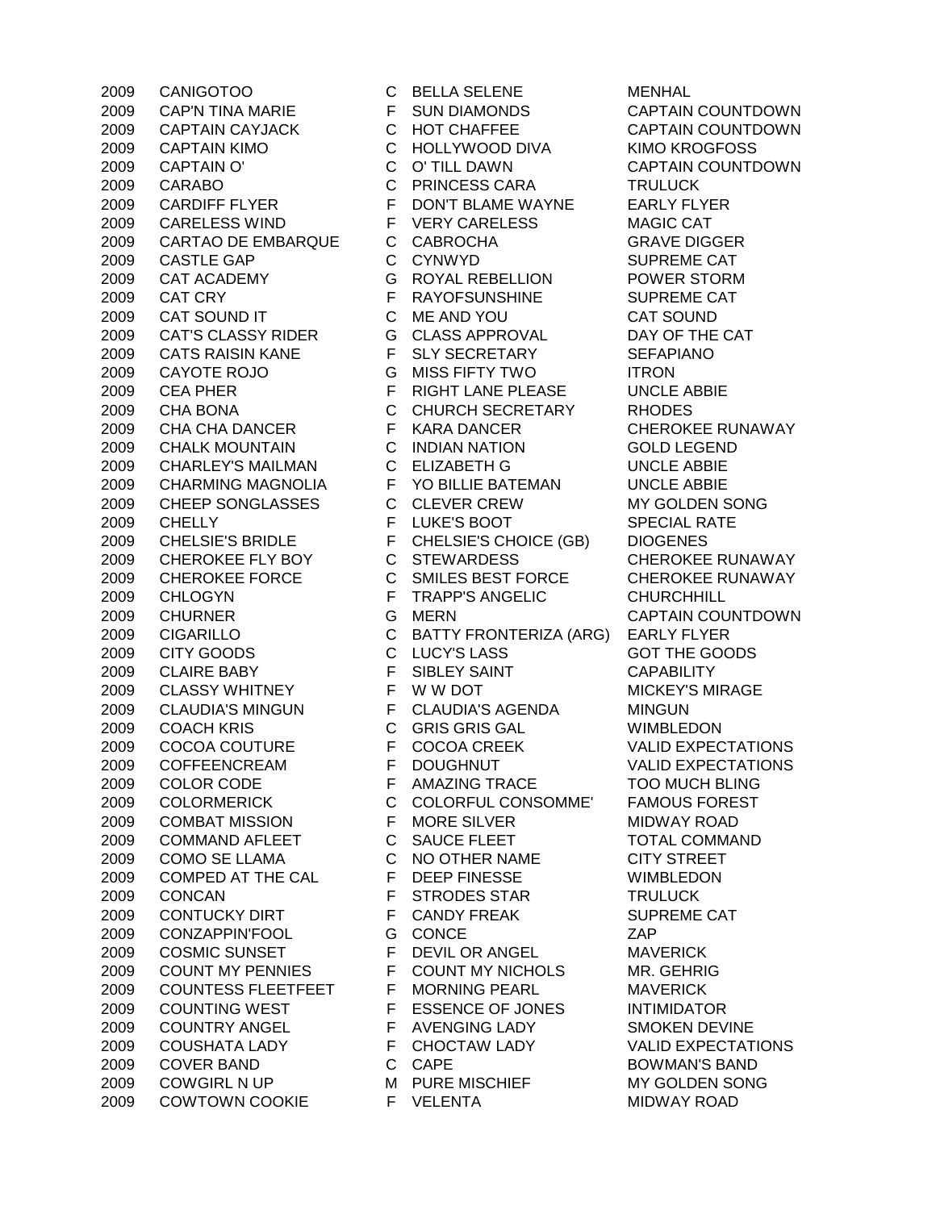| | | | | |
|---|---|---|---|---|
| 2009 | CANIGOTOO | C | BELLA SELENE | MENHAL |
| 2009 | CAP'N TINA MARIE | F | SUN DIAMONDS | CAPTAIN COUNTDOWN |
| 2009 | CAPTAIN CAYJACK | C | HOT CHAFFEE | CAPTAIN COUNTDOWN |
| 2009 | CAPTAIN KIMO | C | HOLLYWOOD DIVA | KIMO KROGFOSS |
| 2009 | CAPTAIN O' | C | O' TILL DAWN | CAPTAIN COUNTDOWN |
| 2009 | CARABO | C | PRINCESS CARA | TRULUCK |
| 2009 | CARDIFF FLYER | F | DON'T BLAME WAYNE | EARLY FLYER |
| 2009 | CARELESS WIND | F | VERY CARELESS | MAGIC CAT |
| 2009 | CARTAO DE EMBARQUE | C | CABROCHA | GRAVE DIGGER |
| 2009 | CASTLE GAP | C | CYNWYD | SUPREME CAT |
| 2009 | CAT ACADEMY | G | ROYAL REBELLION | POWER STORM |
| 2009 | CAT CRY | F | RAYOFSUNSHINE | SUPREME CAT |
| 2009 | CAT SOUND IT | C | ME AND YOU | CAT SOUND |
| 2009 | CAT'S CLASSY RIDER | G | CLASS APPROVAL | DAY OF THE CAT |
| 2009 | CATS RAISIN KANE | F | SLY SECRETARY | SEFAPIANO |
| 2009 | CAYOTE ROJO | G | MISS FIFTY TWO | ITRON |
| 2009 | CEA PHER | F | RIGHT LANE PLEASE | UNCLE ABBIE |
| 2009 | CHA BONA | C | CHURCH SECRETARY | RHODES |
| 2009 | CHA CHA DANCER | F | KARA DANCER | CHEROKEE RUNAWAY |
| 2009 | CHALK MOUNTAIN | C | INDIAN NATION | GOLD LEGEND |
| 2009 | CHARLEY'S MAILMAN | C | ELIZABETH G | UNCLE ABBIE |
| 2009 | CHARMING MAGNOLIA | F | YO BILLIE BATEMAN | UNCLE ABBIE |
| 2009 | CHEEP SONGLASSES | C | CLEVER CREW | MY GOLDEN SONG |
| 2009 | CHELLY | F | LUKE'S BOOT | SPECIAL RATE |
| 2009 | CHELSIE'S BRIDLE | F | CHELSIE'S CHOICE (GB) | DIOGENES |
| 2009 | CHEROKEE FLY BOY | C | STEWARDESS | CHEROKEE RUNAWAY |
| 2009 | CHEROKEE FORCE | C | SMILES BEST FORCE | CHEROKEE RUNAWAY |
| 2009 | CHLOGYN | F | TRAPP'S ANGELIC | CHURCHHILL |
| 2009 | CHURNER | G | MERN | CAPTAIN COUNTDOWN |
| 2009 | CIGARILLO | C | BATTY FRONTERIZA (ARG) | EARLY FLYER |
| 2009 | CITY GOODS | C | LUCY'S LASS | GOT THE GOODS |
| 2009 | CLAIRE BABY | F | SIBLEY SAINT | CAPABILITY |
| 2009 | CLASSY WHITNEY | F | W W DOT | MICKEY'S MIRAGE |
| 2009 | CLAUDIA'S MINGUN | F | CLAUDIA'S AGENDA | MINGUN |
| 2009 | COACH KRIS | C | GRIS GRIS GAL | WIMBLEDON |
| 2009 | COCOA COUTURE | F | COCOA CREEK | VALID EXPECTATIONS |
| 2009 | COFFEENCREAM | F | DOUGHNUT | VALID EXPECTATIONS |
| 2009 | COLOR CODE | F | AMAZING TRACE | TOO MUCH BLING |
| 2009 | COLORMERICK | C | COLORFUL CONSOMME' | FAMOUS FOREST |
| 2009 | COMBAT MISSION | F | MORE SILVER | MIDWAY ROAD |
| 2009 | COMMAND AFLEET | C | SAUCE FLEET | TOTAL COMMAND |
| 2009 | COMO SE LLAMA | C | NO OTHER NAME | CITY STREET |
| 2009 | COMPED AT THE CAL | F | DEEP FINESSE | WIMBLEDON |
| 2009 | CONCAN | F | STRODES STAR | TRULUCK |
| 2009 | CONTUCKY DIRT | F | CANDY FREAK | SUPREME CAT |
| 2009 | CONZAPPIN'FOOL | G | CONCE | ZAP |
| 2009 | COSMIC SUNSET | F | DEVIL OR ANGEL | MAVERICK |
| 2009 | COUNT MY PENNIES | F | COUNT MY NICHOLS | MR. GEHRIG |
| 2009 | COUNTESS FLEETFEET | F | MORNING PEARL | MAVERICK |
| 2009 | COUNTING WEST | F | ESSENCE OF JONES | INTIMIDATOR |
| 2009 | COUNTRY ANGEL | F | AVENGING LADY | SMOKEN DEVINE |
| 2009 | COUSHATA LADY | F | CHOCTAW LADY | VALID EXPECTATIONS |
| 2009 | COVER BAND | C | CAPE | BOWMAN'S BAND |
| 2009 | COWGIRL N UP | M | PURE MISCHIEF | MY GOLDEN SONG |
| 2009 | COWTOWN COOKIE | F | VELENTA | MIDWAY ROAD |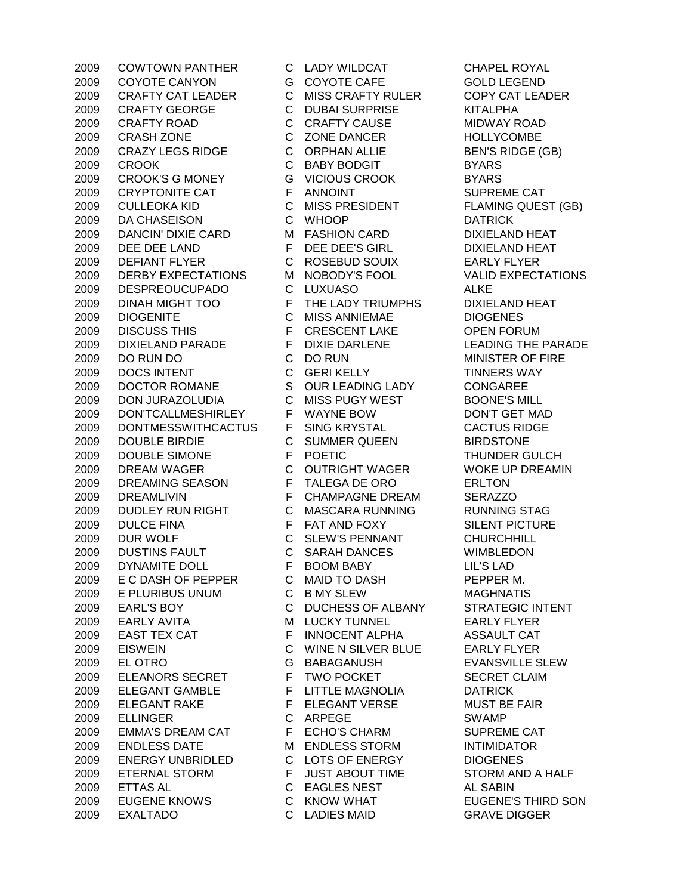| | | | | |
|---|---|---|---|---|
| 2009 | COWTOWN PANTHER | C | LADY WILDCAT | CHAPEL ROYAL |
| 2009 | COYOTE CANYON | G | COYOTE CAFE | GOLD LEGEND |
| 2009 | CRAFTY CAT LEADER | C | MISS CRAFTY RULER | COPY CAT LEADER |
| 2009 | CRAFTY GEORGE | C | DUBAI SURPRISE | KITALPHA |
| 2009 | CRAFTY ROAD | C | CRAFTY CAUSE | MIDWAY ROAD |
| 2009 | CRASH ZONE | C | ZONE DANCER | HOLLYCOMBE |
| 2009 | CRAZY LEGS RIDGE | C | ORPHAN ALLIE | BEN'S RIDGE (GB) |
| 2009 | CROOK | C | BABY BODGIT | BYARS |
| 2009 | CROOK'S G MONEY | G | VICIOUS CROOK | BYARS |
| 2009 | CRYPTONITE CAT | F | ANNOINT | SUPREME CAT |
| 2009 | CULLEOKA KID | C | MISS PRESIDENT | FLAMING QUEST (GB) |
| 2009 | DA CHASEISON | C | WHOOP | DATRICK |
| 2009 | DANCIN' DIXIE CARD | M | FASHION CARD | DIXIELAND HEAT |
| 2009 | DEE DEE LAND | F | DEE DEE'S GIRL | DIXIELAND HEAT |
| 2009 | DEFIANT FLYER | C | ROSEBUD SOUIX | EARLY FLYER |
| 2009 | DERBY EXPECTATIONS | M | NOBODY'S FOOL | VALID EXPECTATIONS |
| 2009 | DESPREOUCUPADO | C | LUXUASO | ALKE |
| 2009 | DINAH MIGHT TOO | F | THE LADY TRIUMPHS | DIXIELAND HEAT |
| 2009 | DIOGENITE | C | MISS ANNIEMAE | DIOGENES |
| 2009 | DISCUSS THIS | F | CRESCENT LAKE | OPEN FORUM |
| 2009 | DIXIELAND PARADE | F | DIXIE DARLENE | LEADING THE PARADE |
| 2009 | DO RUN DO | C | DO RUN | MINISTER OF FIRE |
| 2009 | DOCS INTENT | C | GERI KELLY | TINNERS WAY |
| 2009 | DOCTOR ROMANE | S | OUR LEADING LADY | CONGAREE |
| 2009 | DON JURAZOLUDIA | C | MISS PUGY WEST | BOONE'S MILL |
| 2009 | DON'TCALLMESHIRLEY | F | WAYNE BOW | DON'T GET MAD |
| 2009 | DONTMESSWITHCACTUS | F | SING KRYSTAL | CACTUS RIDGE |
| 2009 | DOUBLE BIRDIE | C | SUMMER QUEEN | BIRDSTONE |
| 2009 | DOUBLE SIMONE | F | POETIC | THUNDER GULCH |
| 2009 | DREAM WAGER | C | OUTRIGHT WAGER | WOKE UP DREAMIN |
| 2009 | DREAMING SEASON | F | TALEGA DE ORO | ERLTON |
| 2009 | DREAMLIVIN | F | CHAMPAGNE DREAM | SERAZZO |
| 2009 | DUDLEY RUN RIGHT | C | MASCARA RUNNING | RUNNING STAG |
| 2009 | DULCE FINA | F | FAT AND FOXY | SILENT PICTURE |
| 2009 | DUR WOLF | C | SLEW'S PENNANT | CHURCHHILL |
| 2009 | DUSTINS FAULT | C | SARAH DANCES | WIMBLEDON |
| 2009 | DYNAMITE DOLL | F | BOOM BABY | LIL'S LAD |
| 2009 | E C DASH OF PEPPER | C | MAID TO DASH | PEPPER M. |
| 2009 | E PLURIBUS UNUM | C | B MY SLEW | MAGHNATIS |
| 2009 | EARL'S BOY | C | DUCHESS OF ALBANY | STRATEGIC INTENT |
| 2009 | EARLY AVITA | M | LUCKY TUNNEL | EARLY FLYER |
| 2009 | EAST TEX CAT | F | INNOCENT ALPHA | ASSAULT CAT |
| 2009 | EISWEIN | C | WINE N SILVER BLUE | EARLY FLYER |
| 2009 | EL OTRO | G | BABAGANUSH | EVANSVILLE SLEW |
| 2009 | ELEANORS SECRET | F | TWO POCKET | SECRET CLAIM |
| 2009 | ELEGANT GAMBLE | F | LITTLE MAGNOLIA | DATRICK |
| 2009 | ELEGANT RAKE | F | ELEGANT VERSE | MUST BE FAIR |
| 2009 | ELLINGER | C | ARPEGE | SWAMP |
| 2009 | EMMA'S DREAM CAT | F | ECHO'S CHARM | SUPREME CAT |
| 2009 | ENDLESS DATE | M | ENDLESS STORM | INTIMIDATOR |
| 2009 | ENERGY UNBRIDLED | C | LOTS OF ENERGY | DIOGENES |
| 2009 | ETERNAL STORM | F | JUST ABOUT TIME | STORM AND A HALF |
| 2009 | ETTAS AL | C | EAGLES NEST | AL SABIN |
| 2009 | EUGENE KNOWS | C | KNOW WHAT | EUGENE'S THIRD SON |
| 2009 | EXALTADO | C | LADIES MAID | GRAVE DIGGER |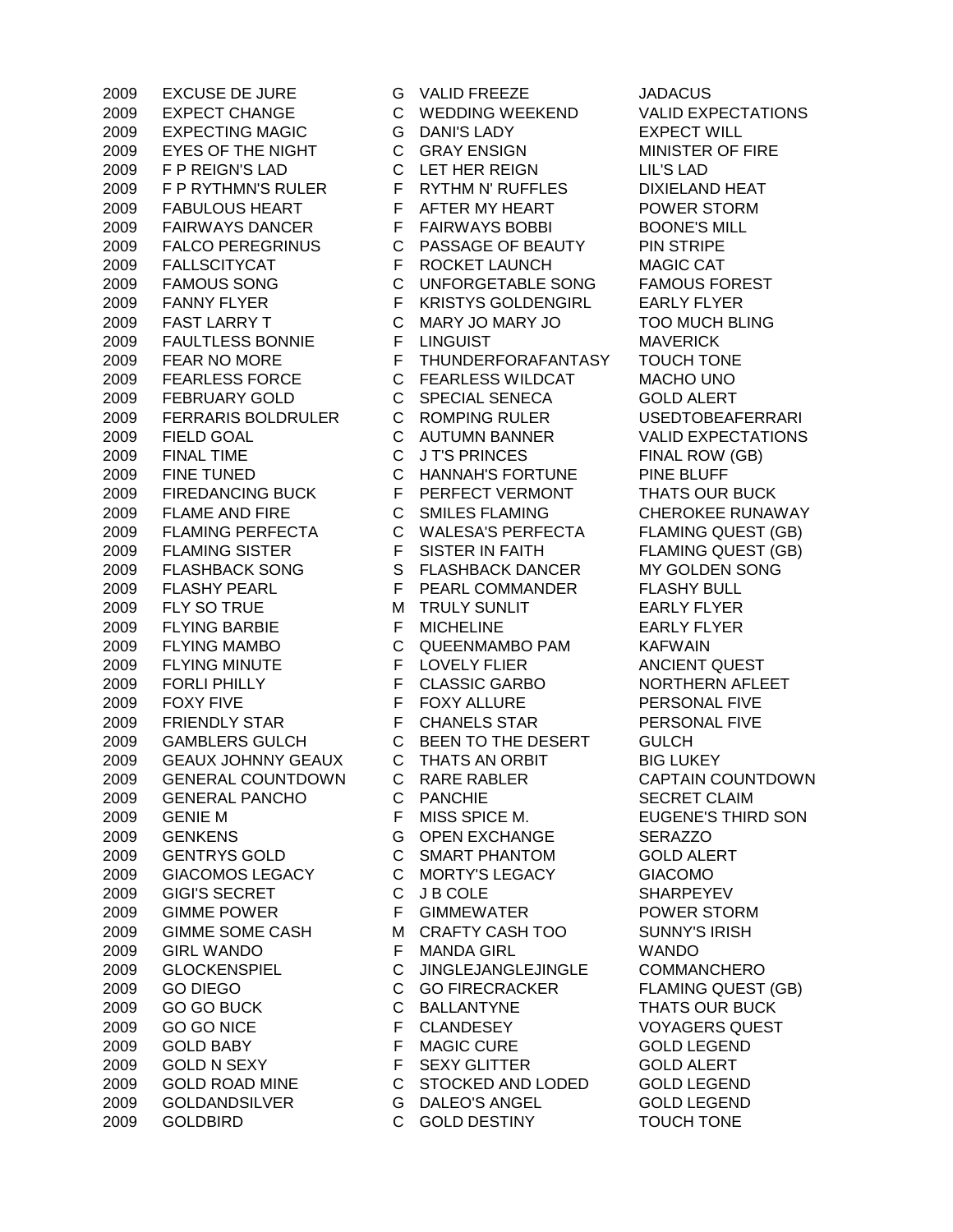| | | | | |
|---|---|---|---|---|
| 2009 | EXCUSE DE JURE | G | VALID FREEZE | JADACUS |
| 2009 | EXPECT CHANGE | C | WEDDING WEEKEND | VALID EXPECTATIONS |
| 2009 | EXPECTING MAGIC | G | DANI'S LADY | EXPECT WILL |
| 2009 | EYES OF THE NIGHT | C | GRAY ENSIGN | MINISTER OF FIRE |
| 2009 | F P REIGN'S LAD | C | LET HER REIGN | LIL'S LAD |
| 2009 | F P RYTHMN'S RULER | F | RYTHM N' RUFFLES | DIXIELAND HEAT |
| 2009 | FABULOUS HEART | F | AFTER MY HEART | POWER STORM |
| 2009 | FAIRWAYS DANCER | F | FAIRWAYS BOBBI | BOONE'S MILL |
| 2009 | FALCO PEREGRINUS | C | PASSAGE OF BEAUTY | PIN STRIPE |
| 2009 | FALLSCITYCAT | F | ROCKET LAUNCH | MAGIC CAT |
| 2009 | FAMOUS SONG | C | UNFORGETABLE SONG | FAMOUS FOREST |
| 2009 | FANNY FLYER | F | KRISTYS GOLDENGIRL | EARLY FLYER |
| 2009 | FAST LARRY T | C | MARY JO MARY JO | TOO MUCH BLING |
| 2009 | FAULTLESS BONNIE | F | LINGUIST | MAVERICK |
| 2009 | FEAR NO MORE | F | THUNDERFORAFANTASY | TOUCH TONE |
| 2009 | FEARLESS FORCE | C | FEARLESS WILDCAT | MACHO UNO |
| 2009 | FEBRUARY GOLD | C | SPECIAL SENECA | GOLD ALERT |
| 2009 | FERRARIS BOLDRULER | C | ROMPING RULER | USEDTOBEAFERRARI |
| 2009 | FIELD GOAL | C | AUTUMN BANNER | VALID EXPECTATIONS |
| 2009 | FINAL TIME | C | J T'S PRINCES | FINAL ROW (GB) |
| 2009 | FINE TUNED | C | HANNAH'S FORTUNE | PINE BLUFF |
| 2009 | FIREDANCING BUCK | F | PERFECT VERMONT | THATS OUR BUCK |
| 2009 | FLAME AND FIRE | C | SMILES FLAMING | CHEROKEE RUNAWAY |
| 2009 | FLAMING PERFECTA | C | WALESA'S PERFECTA | FLAMING QUEST (GB) |
| 2009 | FLAMING SISTER | F | SISTER IN FAITH | FLAMING QUEST (GB) |
| 2009 | FLASHBACK SONG | S | FLASHBACK DANCER | MY GOLDEN SONG |
| 2009 | FLASHY PEARL | F | PEARL COMMANDER | FLASHY BULL |
| 2009 | FLY SO TRUE | M | TRULY SUNLIT | EARLY FLYER |
| 2009 | FLYING BARBIE | F | MICHELINE | EARLY FLYER |
| 2009 | FLYING MAMBO | C | QUEENMAMBO PAM | KAFWAIN |
| 2009 | FLYING MINUTE | F | LOVELY FLIER | ANCIENT QUEST |
| 2009 | FORLI PHILLY | F | CLASSIC GARBO | NORTHERN AFLEET |
| 2009 | FOXY FIVE | F | FOXY ALLURE | PERSONAL FIVE |
| 2009 | FRIENDLY STAR | F | CHANELS STAR | PERSONAL FIVE |
| 2009 | GAMBLERS GULCH | C | BEEN TO THE DESERT | GULCH |
| 2009 | GEAUX JOHNNY GEAUX | C | THATS AN ORBIT | BIG LUKEY |
| 2009 | GENERAL COUNTDOWN | C | RARE RABLER | CAPTAIN COUNTDOWN |
| 2009 | GENERAL PANCHO | C | PANCHIE | SECRET CLAIM |
| 2009 | GENIE M | F | MISS SPICE M. | EUGENE'S THIRD SON |
| 2009 | GENKENS | G | OPEN EXCHANGE | SERAZZO |
| 2009 | GENTRYS GOLD | C | SMART PHANTOM | GOLD ALERT |
| 2009 | GIACOMOS LEGACY | C | MORTY'S LEGACY | GIACOMO |
| 2009 | GIGI'S SECRET | C | J B COLE | SHARPEYEV |
| 2009 | GIMME POWER | F | GIMMEWATER | POWER STORM |
| 2009 | GIMME SOME CASH | M | CRAFTY CASH TOO | SUNNY'S IRISH |
| 2009 | GIRL WANDO | F | MANDA GIRL | WANDO |
| 2009 | GLOCKENSPIEL | C | JINGLEJANGLEJINGLE | COMMANCHERO |
| 2009 | GO DIEGO | C | GO FIRECRACKER | FLAMING QUEST (GB) |
| 2009 | GO GO BUCK | C | BALLANTYNE | THATS OUR BUCK |
| 2009 | GO GO NICE | F | CLANDESEY | VOYAGERS QUEST |
| 2009 | GOLD BABY | F | MAGIC CURE | GOLD LEGEND |
| 2009 | GOLD N SEXY | F | SEXY GLITTER | GOLD ALERT |
| 2009 | GOLD ROAD MINE | C | STOCKED AND LODED | GOLD LEGEND |
| 2009 | GOLDANDSILVER | G | DALEO'S ANGEL | GOLD LEGEND |
| 2009 | GOLDBIRD | C | GOLD DESTINY | TOUCH TONE |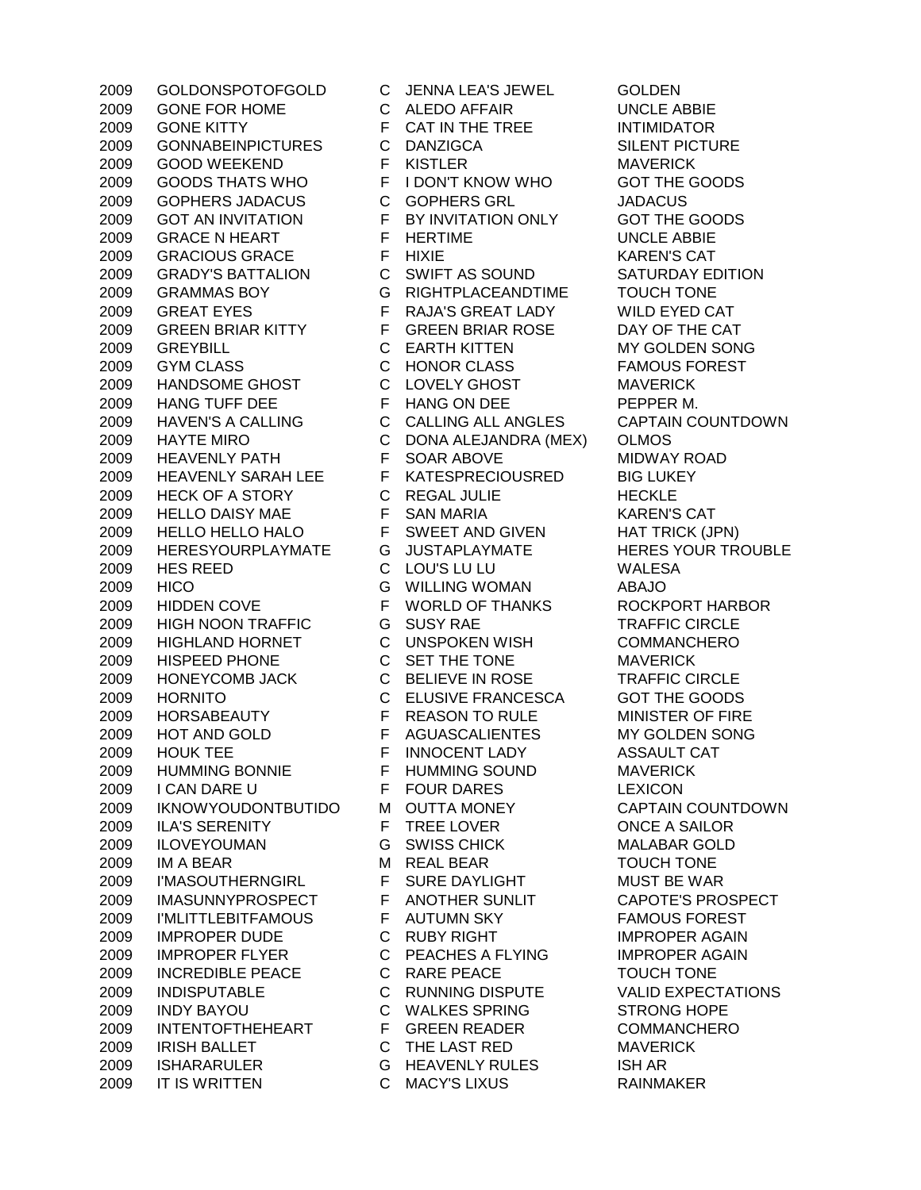| | | | | |
|---|---|---|---|---|
| 2009 | GOLDONSPOTOFGOLD | C | JENNA LEA'S JEWEL | GOLDEN |
| 2009 | GONE FOR HOME | C | ALEDO AFFAIR | UNCLE ABBIE |
| 2009 | GONE KITTY | F | CAT IN THE TREE | INTIMIDATOR |
| 2009 | GONNABEINPICTURES | C | DANZIGCA | SILENT PICTURE |
| 2009 | GOOD WEEKEND | F | KISTLER | MAVERICK |
| 2009 | GOODS THATS WHO | F | I DON'T KNOW WHO | GOT THE GOODS |
| 2009 | GOPHERS JADACUS | C | GOPHERS GRL | JADACUS |
| 2009 | GOT AN INVITATION | F | BY INVITATION ONLY | GOT THE GOODS |
| 2009 | GRACE N HEART | F | HERTIME | UNCLE ABBIE |
| 2009 | GRACIOUS GRACE | F | HIXIE | KAREN'S CAT |
| 2009 | GRADY'S BATTALION | C | SWIFT AS SOUND | SATURDAY EDITION |
| 2009 | GRAMMAS BOY | G | RIGHTPLACEANDTIME | TOUCH TONE |
| 2009 | GREAT EYES | F | RAJA'S GREAT LADY | WILD EYED CAT |
| 2009 | GREEN BRIAR KITTY | F | GREEN BRIAR ROSE | DAY OF THE CAT |
| 2009 | GREYBILL | C | EARTH KITTEN | MY GOLDEN SONG |
| 2009 | GYM CLASS | C | HONOR CLASS | FAMOUS FOREST |
| 2009 | HANDSOME GHOST | C | LOVELY GHOST | MAVERICK |
| 2009 | HANG TUFF DEE | F | HANG ON DEE | PEPPER M. |
| 2009 | HAVEN'S A CALLING | C | CALLING ALL ANGLES | CAPTAIN COUNTDOWN |
| 2009 | HAYTE MIRO | C | DONA ALEJANDRA (MEX) | OLMOS |
| 2009 | HEAVENLY PATH | F | SOAR ABOVE | MIDWAY ROAD |
| 2009 | HEAVENLY SARAH LEE | F | KATESPRECIOUSRED | BIG LUKEY |
| 2009 | HECK OF A STORY | C | REGAL JULIE | HECKLE |
| 2009 | HELLO DAISY MAE | F | SAN MARIA | KAREN'S CAT |
| 2009 | HELLO HELLO HALO | F | SWEET AND GIVEN | HAT TRICK (JPN) |
| 2009 | HERESYOURPLAYMATE | G | JUSTAPLAYMATE | HERES YOUR TROUBLE |
| 2009 | HES REED | C | LOU'S LU LU | WALESA |
| 2009 | HICO | G | WILLING WOMAN | ABAJO |
| 2009 | HIDDEN COVE | F | WORLD OF THANKS | ROCKPORT HARBOR |
| 2009 | HIGH NOON TRAFFIC | G | SUSY RAE | TRAFFIC CIRCLE |
| 2009 | HIGHLAND HORNET | C | UNSPOKEN WISH | COMMANCHERO |
| 2009 | HISPEED PHONE | C | SET THE TONE | MAVERICK |
| 2009 | HONEYCOMB JACK | C | BELIEVE IN ROSE | TRAFFIC CIRCLE |
| 2009 | HORNITO | C | ELUSIVE FRANCESCA | GOT THE GOODS |
| 2009 | HORSABEAUTY | F | REASON TO RULE | MINISTER OF FIRE |
| 2009 | HOT AND GOLD | F | AGUASCALIENTES | MY GOLDEN SONG |
| 2009 | HOUK TEE | F | INNOCENT LADY | ASSAULT CAT |
| 2009 | HUMMING BONNIE | F | HUMMING SOUND | MAVERICK |
| 2009 | I CAN DARE U | F | FOUR DARES | LEXICON |
| 2009 | IKNOWYOUDONTBUTIDO | M | OUTTA MONEY | CAPTAIN COUNTDOWN |
| 2009 | ILA'S SERENITY | F | TREE LOVER | ONCE A SAILOR |
| 2009 | ILOVEYOUMAN | G | SWISS CHICK | MALABAR GOLD |
| 2009 | IM A BEAR | M | REAL BEAR | TOUCH TONE |
| 2009 | I'MASOUTHERNGIRL | F | SURE DAYLIGHT | MUST BE WAR |
| 2009 | IMASUNNYPROSPECT | F | ANOTHER SUNLIT | CAPOTE'S PROSPECT |
| 2009 | I'MLITTLEBITFAMOUS | F | AUTUMN SKY | FAMOUS FOREST |
| 2009 | IMPROPER DUDE | C | RUBY RIGHT | IMPROPER AGAIN |
| 2009 | IMPROPER FLYER | C | PEACHES A FLYING | IMPROPER AGAIN |
| 2009 | INCREDIBLE PEACE | C | RARE PEACE | TOUCH TONE |
| 2009 | INDISPUTABLE | C | RUNNING DISPUTE | VALID EXPECTATIONS |
| 2009 | INDY BAYOU | C | WALKES SPRING | STRONG HOPE |
| 2009 | INTENTOFTHEHEART | F | GREEN READER | COMMANCHERO |
| 2009 | IRISH BALLET | C | THE LAST RED | MAVERICK |
| 2009 | ISHARARULER | G | HEAVENLY RULES | ISH AR |
| 2009 | IT IS WRITTEN | C | MACY'S LIXUS | RAINMAKER |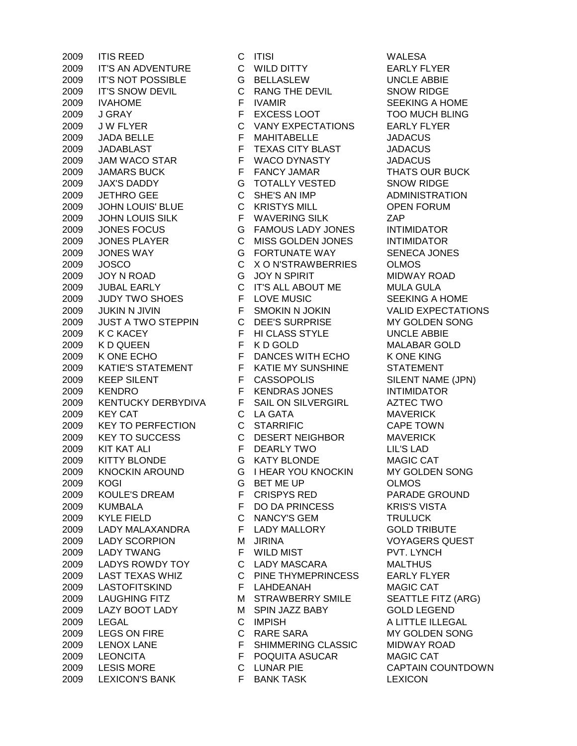| | | | | |
|---|---|---|---|---|
| 2009 | ITIS REED | C | ITISI | WALESA |
| 2009 | IT'S AN ADVENTURE | C | WILD DITTY | EARLY FLYER |
| 2009 | IT'S NOT POSSIBLE | G | BELLASLEW | UNCLE ABBIE |
| 2009 | IT'S SNOW DEVIL | C | RANG THE DEVIL | SNOW RIDGE |
| 2009 | IVAHOME | F | IVAMIR | SEEKING A HOME |
| 2009 | J GRAY | F | EXCESS LOOT | TOO MUCH BLING |
| 2009 | J W FLYER | C | VANY EXPECTATIONS | EARLY FLYER |
| 2009 | JADA BELLE | F | MAHITABELLE | JADACUS |
| 2009 | JADABLAST | F | TEXAS CITY BLAST | JADACUS |
| 2009 | JAM WACO STAR | F | WACO DYNASTY | JADACUS |
| 2009 | JAMARS BUCK | F | FANCY JAMAR | THATS OUR BUCK |
| 2009 | JAX'S DADDY | G | TOTALLY VESTED | SNOW RIDGE |
| 2009 | JETHRO GEE | C | SHE'S AN IMP | ADMINISTRATION |
| 2009 | JOHN LOUIS' BLUE | C | KRISTYS MILL | OPEN FORUM |
| 2009 | JOHN LOUIS SILK | F | WAVERING SILK | ZAP |
| 2009 | JONES FOCUS | G | FAMOUS LADY JONES | INTIMIDATOR |
| 2009 | JONES PLAYER | C | MISS GOLDEN JONES | INTIMIDATOR |
| 2009 | JONES WAY | G | FORTUNATE WAY | SENECA JONES |
| 2009 | JOSCO | C | X O N'STRAWBERRIES | OLMOS |
| 2009 | JOY N ROAD | G | JOY N SPIRIT | MIDWAY ROAD |
| 2009 | JUBAL EARLY | C | IT'S ALL ABOUT ME | MULA GULA |
| 2009 | JUDY TWO SHOES | F | LOVE MUSIC | SEEKING A HOME |
| 2009 | JUKIN N JIVIN | F | SMOKIN N JOKIN | VALID EXPECTATIONS |
| 2009 | JUST A TWO STEPPIN | C | DEE'S SURPRISE | MY GOLDEN SONG |
| 2009 | K C KACEY | F | HI CLASS STYLE | UNCLE ABBIE |
| 2009 | K D QUEEN | F | K D GOLD | MALABAR GOLD |
| 2009 | K ONE ECHO | F | DANCES WITH ECHO | K ONE KING |
| 2009 | KATIE'S STATEMENT | F | KATIE MY SUNSHINE | STATEMENT |
| 2009 | KEEP SILENT | F | CASSOPOLIS | SILENT NAME (JPN) |
| 2009 | KENDRO | F | KENDRAS JONES | INTIMIDATOR |
| 2009 | KENTUCKY DERBYDIVA | F | SAIL ON SILVERGIRL | AZTEC TWO |
| 2009 | KEY CAT | C | LA GATA | MAVERICK |
| 2009 | KEY TO PERFECTION | C | STARRIFIC | CAPE TOWN |
| 2009 | KEY TO SUCCESS | C | DESERT NEIGHBOR | MAVERICK |
| 2009 | KIT KAT ALI | F | DEARLY TWO | LIL'S LAD |
| 2009 | KITTY BLONDE | G | KATY BLONDE | MAGIC CAT |
| 2009 | KNOCKIN AROUND | G | I HEAR YOU KNOCKIN | MY GOLDEN SONG |
| 2009 | KOGI | G | BET ME UP | OLMOS |
| 2009 | KOULE'S DREAM | F | CRISPYS RED | PARADE GROUND |
| 2009 | KUMBALA | F | DO DA PRINCESS | KRIS'S VISTA |
| 2009 | KYLE FIELD | C | NANCY'S GEM | TRULUCK |
| 2009 | LADY MALAXANDRA | F | LADY MALLORY | GOLD TRIBUTE |
| 2009 | LADY SCORPION | M | JIRINA | VOYAGERS QUEST |
| 2009 | LADY TWANG | F | WILD MIST | PVT. LYNCH |
| 2009 | LADYS ROWDY TOY | C | LADY MASCARA | MALTHUS |
| 2009 | LAST TEXAS WHIZ | C | PINE THYMEPRINCESS | EARLY FLYER |
| 2009 | LASTOFITSKIND | F | LAHDEANAH | MAGIC CAT |
| 2009 | LAUGHING FITZ | M | STRAWBERRY SMILE | SEATTLE FITZ (ARG) |
| 2009 | LAZY BOOT LADY | M | SPIN JAZZ BABY | GOLD LEGEND |
| 2009 | LEGAL | C | IMPISH | A LITTLE ILLEGAL |
| 2009 | LEGS ON FIRE | C | RARE SARA | MY GOLDEN SONG |
| 2009 | LENOX LANE | F | SHIMMERING CLASSIC | MIDWAY ROAD |
| 2009 | LEONCITA | F | POQUITA ASUCAR | MAGIC CAT |
| 2009 | LESIS MORE | C | LUNAR PIE | CAPTAIN COUNTDOWN |
| 2009 | LEXICON'S BANK | F | BANK TASK | LEXICON |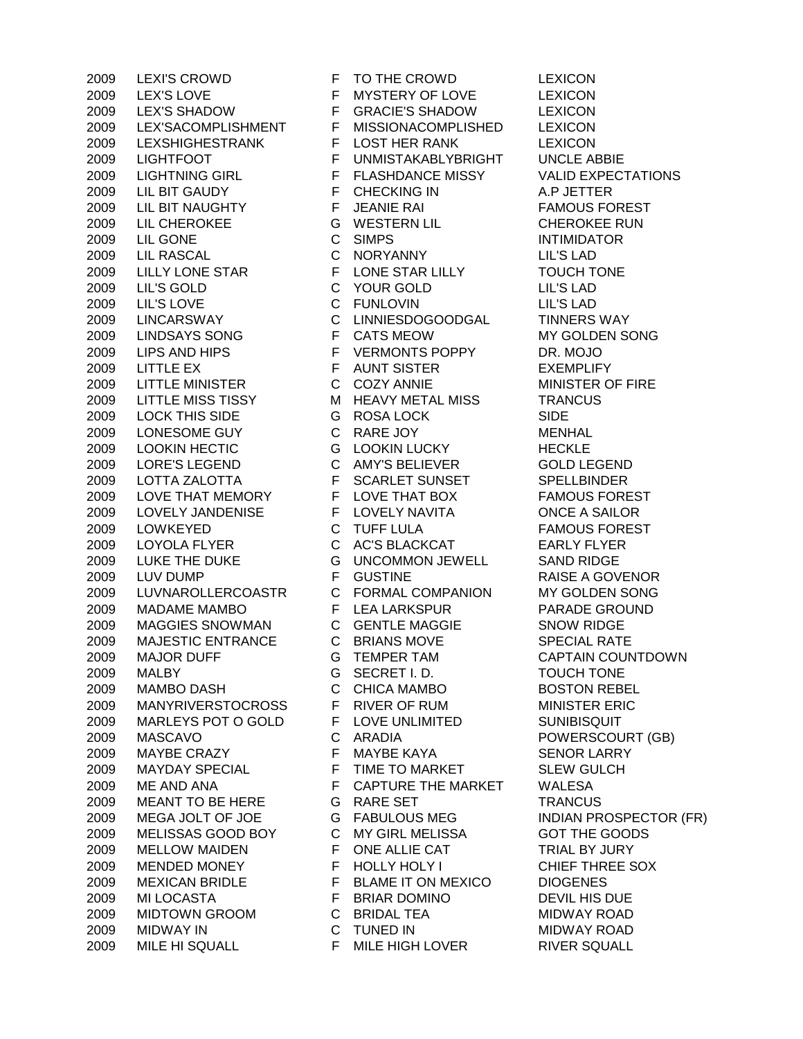| | | | | |
|---|---|---|---|---|
| 2009 | LEXI'S CROWD | F | TO THE CROWD | LEXICON |
| 2009 | LEX'S LOVE | F | MYSTERY OF LOVE | LEXICON |
| 2009 | LEX'S SHADOW | F | GRACIE'S SHADOW | LEXICON |
| 2009 | LEX'SACOMPLISHMENT | F | MISSIONACOMPLISHED | LEXICON |
| 2009 | LEXSHIGHESTRANK | F | LOST HER RANK | LEXICON |
| 2009 | LIGHTFOOT | F | UNMISTAKABLYBRIGHT | UNCLE ABBIE |
| 2009 | LIGHTNING GIRL | F | FLASHDANCE MISSY | VALID EXPECTATIONS |
| 2009 | LIL BIT GAUDY | F | CHECKING IN | A.P JETTER |
| 2009 | LIL BIT NAUGHTY | F | JEANIE RAI | FAMOUS FOREST |
| 2009 | LIL CHEROKEE | G | WESTERN LIL | CHEROKEE RUN |
| 2009 | LIL GONE | C | SIMPS | INTIMIDATOR |
| 2009 | LIL RASCAL | C | NORYANNY | LIL'S LAD |
| 2009 | LILLY LONE STAR | F | LONE STAR LILLY | TOUCH TONE |
| 2009 | LIL'S GOLD | C | YOUR GOLD | LIL'S LAD |
| 2009 | LIL'S LOVE | C | FUNLOVIN | LIL'S LAD |
| 2009 | LINCARSWAY | C | LINNIESDOGOODGAL | TINNERS WAY |
| 2009 | LINDSAYS SONG | F | CATS MEOW | MY GOLDEN SONG |
| 2009 | LIPS AND HIPS | F | VERMONTS POPPY | DR. MOJO |
| 2009 | LITTLE EX | F | AUNT SISTER | EXEMPLIFY |
| 2009 | LITTLE MINISTER | C | COZY ANNIE | MINISTER OF FIRE |
| 2009 | LITTLE MISS TISSY | M | HEAVY METAL MISS | TRANCUS |
| 2009 | LOCK THIS SIDE | G | ROSA LOCK | SIDE |
| 2009 | LONESOME GUY | C | RARE JOY | MENHAL |
| 2009 | LOOKIN HECTIC | G | LOOKIN LUCKY | HECKLE |
| 2009 | LORE'S LEGEND | C | AMY'S BELIEVER | GOLD LEGEND |
| 2009 | LOTTA ZALOTTA | F | SCARLET SUNSET | SPELLBINDER |
| 2009 | LOVE THAT MEMORY | F | LOVE THAT BOX | FAMOUS FOREST |
| 2009 | LOVELY JANDENISE | F | LOVELY NAVITA | ONCE A SAILOR |
| 2009 | LOWKEYED | C | TUFF LULA | FAMOUS FOREST |
| 2009 | LOYOLA FLYER | C | AC'S BLACKCAT | EARLY FLYER |
| 2009 | LUKE THE DUKE | G | UNCOMMON JEWELL | SAND RIDGE |
| 2009 | LUV DUMP | F | GUSTINE | RAISE A GOVENOR |
| 2009 | LUVNAROLLERCOASTR | C | FORMAL COMPANION | MY GOLDEN SONG |
| 2009 | MADAME MAMBO | F | LEA LARKSPUR | PARADE GROUND |
| 2009 | MAGGIES SNOWMAN | C | GENTLE MAGGIE | SNOW RIDGE |
| 2009 | MAJESTIC ENTRANCE | C | BRIANS MOVE | SPECIAL RATE |
| 2009 | MAJOR DUFF | G | TEMPER TAM | CAPTAIN COUNTDOWN |
| 2009 | MALBY | G | SECRET I. D. | TOUCH TONE |
| 2009 | MAMBO DASH | C | CHICA MAMBO | BOSTON REBEL |
| 2009 | MANYRIVERSTOCROSS | F | RIVER OF RUM | MINISTER ERIC |
| 2009 | MARLEYS POT O GOLD | F | LOVE UNLIMITED | SUNIBISQUIT |
| 2009 | MASCAVO | C | ARADIA | POWERSCOURT (GB) |
| 2009 | MAYBE CRAZY | F | MAYBE KAYA | SENOR LARRY |
| 2009 | MAYDAY SPECIAL | F | TIME TO MARKET | SLEW GULCH |
| 2009 | ME AND ANA | F | CAPTURE THE MARKET | WALESA |
| 2009 | MEANT TO BE HERE | G | RARE SET | TRANCUS |
| 2009 | MEGA JOLT OF JOE | G | FABULOUS MEG | INDIAN PROSPECTOR (FR) |
| 2009 | MELISSAS GOOD BOY | C | MY GIRL MELISSA | GOT THE GOODS |
| 2009 | MELLOW MAIDEN | F | ONE ALLIE CAT | TRIAL BY JURY |
| 2009 | MENDED MONEY | F | HOLLY HOLY I | CHIEF THREE SOX |
| 2009 | MEXICAN BRIDLE | F | BLAME IT ON MEXICO | DIOGENES |
| 2009 | MI LOCASTA | F | BRIAR DOMINO | DEVIL HIS DUE |
| 2009 | MIDTOWN GROOM | C | BRIDAL TEA | MIDWAY ROAD |
| 2009 | MIDWAY IN | C | TUNED IN | MIDWAY ROAD |
| 2009 | MILE HI SQUALL | F | MILE HIGH LOVER | RIVER SQUALL |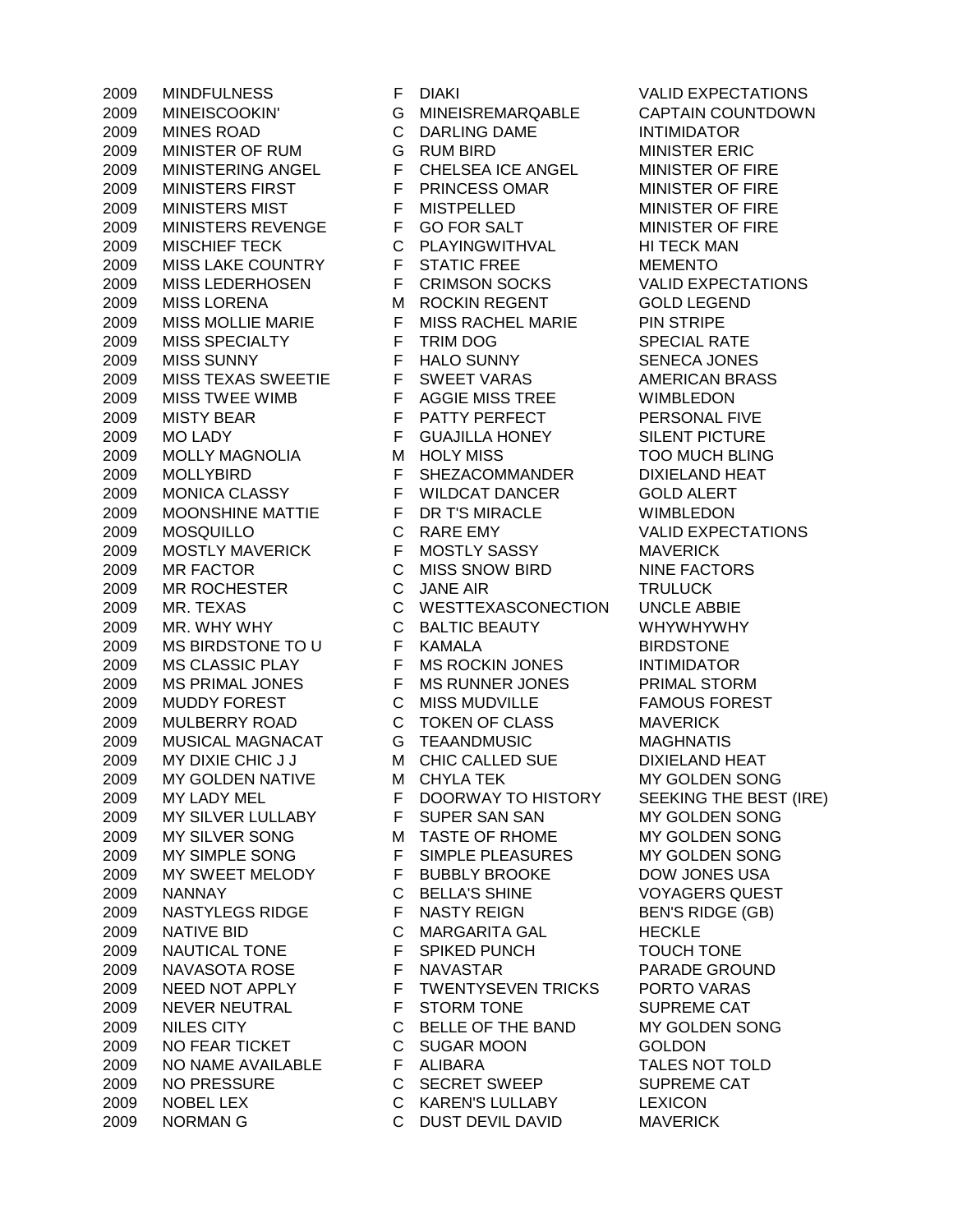| | | | | |
|---|---|---|---|---|
| 2009 | MINDFULNESS | F | DIAKI | VALID EXPECTATIONS |
| 2009 | MINEISCOOKIN' | G | MINEISREMARQABLE | CAPTAIN COUNTDOWN |
| 2009 | MINES ROAD | C | DARLING DAME | INTIMIDATOR |
| 2009 | MINISTER OF RUM | G | RUM BIRD | MINISTER ERIC |
| 2009 | MINISTERING ANGEL | F | CHELSEA ICE ANGEL | MINISTER OF FIRE |
| 2009 | MINISTERS FIRST | F | PRINCESS OMAR | MINISTER OF FIRE |
| 2009 | MINISTERS MIST | F | MISTPELLED | MINISTER OF FIRE |
| 2009 | MINISTERS REVENGE | F | GO FOR SALT | MINISTER OF FIRE |
| 2009 | MISCHIEF TECK | C | PLAYINGWITHVAL | HI TECK MAN |
| 2009 | MISS LAKE COUNTRY | F | STATIC FREE | MEMENTO |
| 2009 | MISS LEDERHOSEN | F | CRIMSON SOCKS | VALID EXPECTATIONS |
| 2009 | MISS LORENA | M | ROCKIN REGENT | GOLD LEGEND |
| 2009 | MISS MOLLIE MARIE | F | MISS RACHEL MARIE | PIN STRIPE |
| 2009 | MISS SPECIALTY | F | TRIM DOG | SPECIAL RATE |
| 2009 | MISS SUNNY | F | HALO SUNNY | SENECA JONES |
| 2009 | MISS TEXAS SWEETIE | F | SWEET VARAS | AMERICAN BRASS |
| 2009 | MISS TWEE WIMB | F | AGGIE MISS TREE | WIMBLEDON |
| 2009 | MISTY BEAR | F | PATTY PERFECT | PERSONAL FIVE |
| 2009 | MO LADY | F | GUAJILLA HONEY | SILENT PICTURE |
| 2009 | MOLLY MAGNOLIA | M | HOLY MISS | TOO MUCH BLING |
| 2009 | MOLLYBIRD | F | SHEZACOMMANDER | DIXIELAND HEAT |
| 2009 | MONICA CLASSY | F | WILDCAT DANCER | GOLD ALERT |
| 2009 | MOONSHINE MATTIE | F | DR T'S MIRACLE | WIMBLEDON |
| 2009 | MOSQUILLO | C | RARE EMY | VALID EXPECTATIONS |
| 2009 | MOSTLY MAVERICK | F | MOSTLY SASSY | MAVERICK |
| 2009 | MR FACTOR | C | MISS SNOW BIRD | NINE FACTORS |
| 2009 | MR ROCHESTER | C | JANE AIR | TRULUCK |
| 2009 | MR. TEXAS | C | WESTTEXASCONECTION | UNCLE ABBIE |
| 2009 | MR. WHY WHY | C | BALTIC BEAUTY | WHYWHYWHY |
| 2009 | MS BIRDSTONE TO U | F | KAMALA | BIRDSTONE |
| 2009 | MS CLASSIC PLAY | F | MS ROCKIN JONES | INTIMIDATOR |
| 2009 | MS PRIMAL JONES | F | MS RUNNER JONES | PRIMAL STORM |
| 2009 | MUDDY FOREST | C | MISS MUDVILLE | FAMOUS FOREST |
| 2009 | MULBERRY ROAD | C | TOKEN OF CLASS | MAVERICK |
| 2009 | MUSICAL MAGNACAT | G | TEAANDMUSIC | MAGHNATIS |
| 2009 | MY DIXIE CHIC J J | M | CHIC CALLED SUE | DIXIELAND HEAT |
| 2009 | MY GOLDEN NATIVE | M | CHYLA TEK | MY GOLDEN SONG |
| 2009 | MY LADY MEL | F | DOORWAY TO HISTORY | SEEKING THE BEST (IRE) |
| 2009 | MY SILVER LULLABY | F | SUPER SAN SAN | MY GOLDEN SONG |
| 2009 | MY SILVER SONG | M | TASTE OF RHOME | MY GOLDEN SONG |
| 2009 | MY SIMPLE SONG | F | SIMPLE PLEASURES | MY GOLDEN SONG |
| 2009 | MY SWEET MELODY | F | BUBBLY BROOKE | DOW JONES USA |
| 2009 | NANNAY | C | BELLA'S SHINE | VOYAGERS QUEST |
| 2009 | NASTYLEGS RIDGE | F | NASTY REIGN | BEN'S RIDGE (GB) |
| 2009 | NATIVE BID | C | MARGARITA GAL | HECKLE |
| 2009 | NAUTICAL TONE | F | SPIKED PUNCH | TOUCH TONE |
| 2009 | NAVASOTA ROSE | F | NAVASTAR | PARADE GROUND |
| 2009 | NEED NOT APPLY | F | TWENTYSEVEN TRICKS | PORTO VARAS |
| 2009 | NEVER NEUTRAL | F | STORM TONE | SUPREME CAT |
| 2009 | NILES CITY | C | BELLE OF THE BAND | MY GOLDEN SONG |
| 2009 | NO FEAR TICKET | C | SUGAR MOON | GOLDON |
| 2009 | NO NAME AVAILABLE | F | ALIBARA | TALES NOT TOLD |
| 2009 | NO PRESSURE | C | SECRET SWEEP | SUPREME CAT |
| 2009 | NOBEL LEX | C | KAREN'S LULLABY | LEXICON |
| 2009 | NORMAN G | C | DUST DEVIL DAVID | MAVERICK |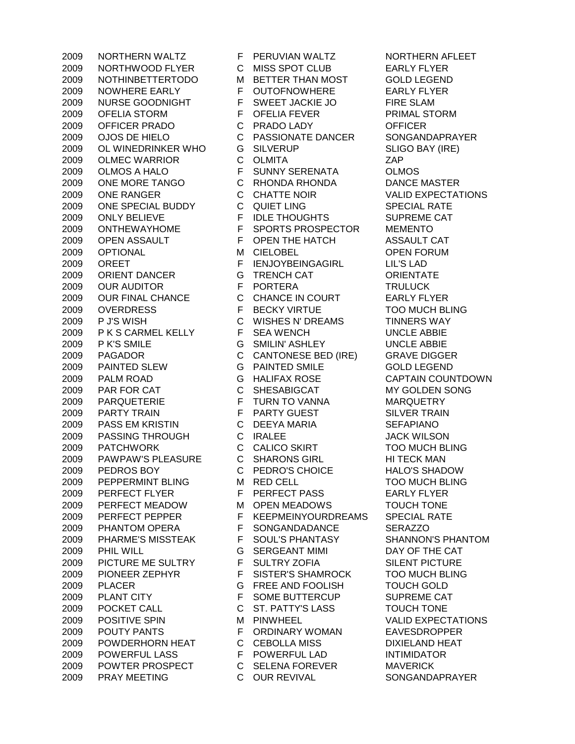| | | | | |
|---|---|---|---|---|
| 2009 | NORTHERN WALTZ | F | PERUVIAN WALTZ | NORTHERN AFLEET |
| 2009 | NORTHWOOD FLYER | C | MISS SPOT CLUB | EARLY FLYER |
| 2009 | NOTHINBETTERTODO | M | BETTER THAN MOST | GOLD LEGEND |
| 2009 | NOWHERE EARLY | F | OUTOFNOWHERE | EARLY FLYER |
| 2009 | NURSE GOODNIGHT | F | SWEET JACKIE JO | FIRE SLAM |
| 2009 | OFELIA STORM | F | OFELIA FEVER | PRIMAL STORM |
| 2009 | OFFICER PRADO | C | PRADO LADY | OFFICER |
| 2009 | OJOS DE HIELO | C | PASSIONATE DANCER | SONGANDAPRAYER |
| 2009 | OL WINEDRINKER WHO | G | SILVERUP | SLIGO BAY (IRE) |
| 2009 | OLMEC WARRIOR | C | OLMITA | ZAP |
| 2009 | OLMOS A HALO | F | SUNNY SERENATA | OLMOS |
| 2009 | ONE MORE TANGO | C | RHONDA RHONDA | DANCE MASTER |
| 2009 | ONE RANGER | C | CHATTE NOIR | VALID EXPECTATIONS |
| 2009 | ONE SPECIAL BUDDY | C | QUIET LING | SPECIAL RATE |
| 2009 | ONLY BELIEVE | F | IDLE THOUGHTS | SUPREME CAT |
| 2009 | ONTHEWAYHOME | F | SPORTS PROSPECTOR | MEMENTO |
| 2009 | OPEN ASSAULT | F | OPEN THE HATCH | ASSAULT CAT |
| 2009 | OPTIONAL | M | CIELOBEL | OPEN FORUM |
| 2009 | OREET | F | IENJOYBEINGAGIRL | LIL'S LAD |
| 2009 | ORIENT DANCER | G | TRENCH CAT | ORIENTATE |
| 2009 | OUR AUDITOR | F | PORTERA | TRULUCK |
| 2009 | OUR FINAL CHANCE | C | CHANCE IN COURT | EARLY FLYER |
| 2009 | OVERDRESS | F | BECKY VIRTUE | TOO MUCH BLING |
| 2009 | P J'S WISH | C | WISHES N' DREAMS | TINNERS WAY |
| 2009 | P K S CARMEL KELLY | F | SEA WENCH | UNCLE ABBIE |
| 2009 | P K'S SMILE | G | SMILIN' ASHLEY | UNCLE ABBIE |
| 2009 | PAGADOR | C | CANTONESE BED (IRE) | GRAVE DIGGER |
| 2009 | PAINTED SLEW | G | PAINTED SMILE | GOLD LEGEND |
| 2009 | PALM ROAD | G | HALIFAX ROSE | CAPTAIN COUNTDOWN |
| 2009 | PAR FOR CAT | C | SHESABIGCAT | MY GOLDEN SONG |
| 2009 | PARQUETERIE | F | TURN TO VANNA | MARQUETRY |
| 2009 | PARTY TRAIN | F | PARTY GUEST | SILVER TRAIN |
| 2009 | PASS EM KRISTIN | C | DEEYA MARIA | SEFAPIANO |
| 2009 | PASSING THROUGH | C | IRALEE | JACK WILSON |
| 2009 | PATCHWORK | C | CALICO SKIRT | TOO MUCH BLING |
| 2009 | PAWPAW'S PLEASURE | C | SHARONS GIRL | HI TECK MAN |
| 2009 | PEDROS BOY | C | PEDRO'S CHOICE | HALO'S SHADOW |
| 2009 | PEPPERMINT BLING | M | RED CELL | TOO MUCH BLING |
| 2009 | PERFECT FLYER | F | PERFECT PASS | EARLY FLYER |
| 2009 | PERFECT MEADOW | M | OPEN MEADOWS | TOUCH TONE |
| 2009 | PERFECT PEPPER | F | KEEPMEINYOURDREAMS | SPECIAL RATE |
| 2009 | PHANTOM OPERA | F | SONGANDADANCE | SERAZZO |
| 2009 | PHARME'S MISSTEAK | F | SOUL'S PHANTASY | SHANNON'S PHANTOM |
| 2009 | PHIL WILL | G | SERGEANT MIMI | DAY OF THE CAT |
| 2009 | PICTURE ME SULTRY | F | SULTRY ZOFIA | SILENT PICTURE |
| 2009 | PIONEER ZEPHYR | F | SISTER'S SHAMROCK | TOO MUCH BLING |
| 2009 | PLACER | G | FREE AND FOOLISH | TOUCH GOLD |
| 2009 | PLANT CITY | F | SOME BUTTERCUP | SUPREME CAT |
| 2009 | POCKET CALL | C | ST. PATTY'S LASS | TOUCH TONE |
| 2009 | POSITIVE SPIN | M | PINWHEEL | VALID EXPECTATIONS |
| 2009 | POUTY PANTS | F | ORDINARY WOMAN | EAVESDROPPER |
| 2009 | POWDERHORN HEAT | C | CEBOLLA MISS | DIXIELAND HEAT |
| 2009 | POWERFUL LASS | F | POWERFUL LAD | INTIMIDATOR |
| 2009 | POWTER PROSPECT | C | SELENA FOREVER | MAVERICK |
| 2009 | PRAY MEETING | C | OUR REVIVAL | SONGANDAPRAYER |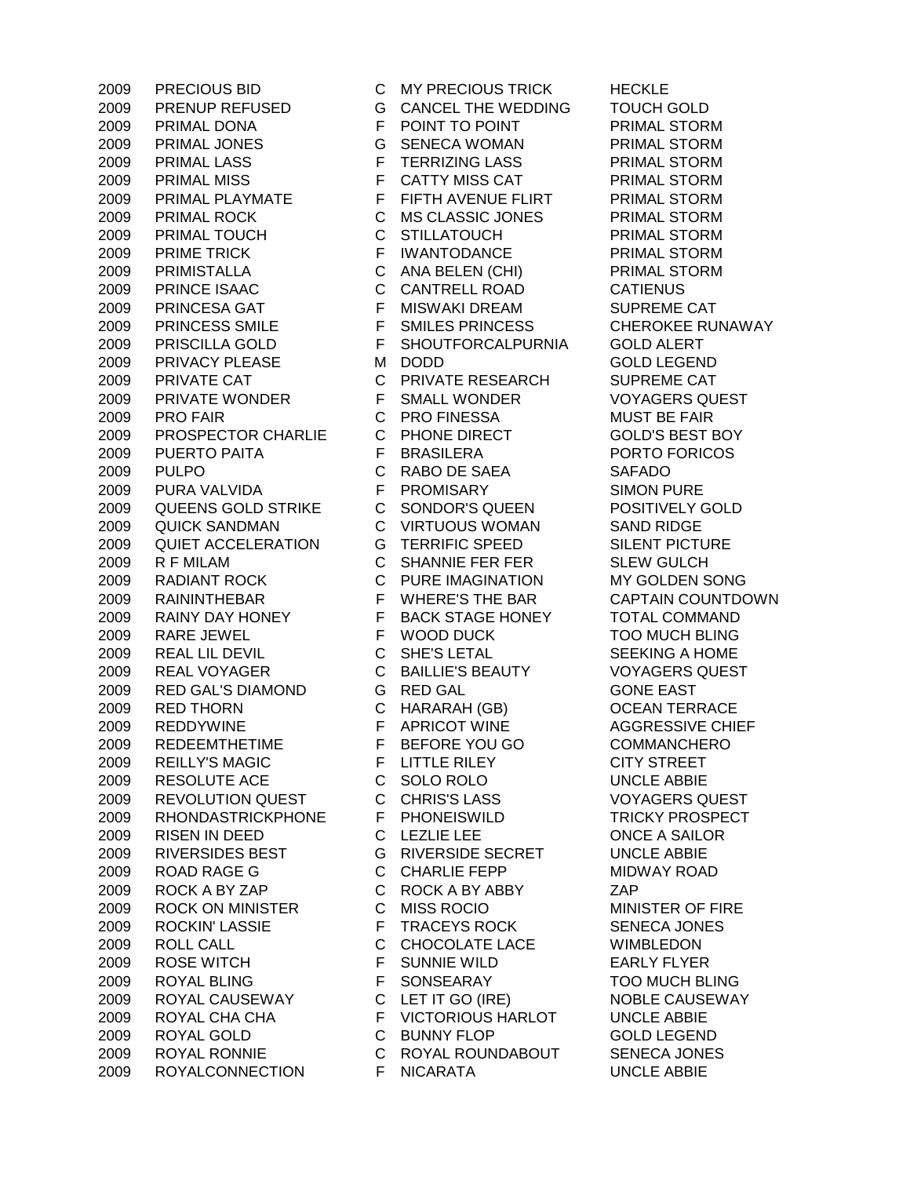| | | | | |
|---|---|---|---|---|
| 2009 | PRECIOUS BID | C | MY PRECIOUS TRICK | HECKLE |
| 2009 | PRENUP REFUSED | G | CANCEL THE WEDDING | TOUCH GOLD |
| 2009 | PRIMAL DONA | F | POINT TO POINT | PRIMAL STORM |
| 2009 | PRIMAL JONES | G | SENECA WOMAN | PRIMAL STORM |
| 2009 | PRIMAL LASS | F | TERRIZING LASS | PRIMAL STORM |
| 2009 | PRIMAL MISS | F | CATTY MISS CAT | PRIMAL STORM |
| 2009 | PRIMAL PLAYMATE | F | FIFTH AVENUE FLIRT | PRIMAL STORM |
| 2009 | PRIMAL ROCK | C | MS CLASSIC JONES | PRIMAL STORM |
| 2009 | PRIMAL TOUCH | C | STILLATOUCH | PRIMAL STORM |
| 2009 | PRIME TRICK | F | IWANTODANCE | PRIMAL STORM |
| 2009 | PRIMISTALLA | C | ANA BELEN (CHI) | PRIMAL STORM |
| 2009 | PRINCE ISAAC | C | CANTRELL ROAD | CATIENUS |
| 2009 | PRINCESA GAT | F | MISWAKI DREAM | SUPREME CAT |
| 2009 | PRINCESS SMILE | F | SMILES PRINCESS | CHEROKEE RUNAWAY |
| 2009 | PRISCILLA GOLD | F | SHOUTFORCALPURNIA | GOLD ALERT |
| 2009 | PRIVACY PLEASE | M | DODD | GOLD LEGEND |
| 2009 | PRIVATE CAT | C | PRIVATE RESEARCH | SUPREME CAT |
| 2009 | PRIVATE WONDER | F | SMALL WONDER | VOYAGERS QUEST |
| 2009 | PRO FAIR | C | PRO FINESSA | MUST BE FAIR |
| 2009 | PROSPECTOR CHARLIE | C | PHONE DIRECT | GOLD'S BEST BOY |
| 2009 | PUERTO PAITA | F | BRASILERA | PORTO FORICOS |
| 2009 | PULPO | C | RABO DE SAEA | SAFADO |
| 2009 | PURA VALVIDA | F | PROMISARY | SIMON PURE |
| 2009 | QUEENS GOLD STRIKE | C | SONDOR'S QUEEN | POSITIVELY GOLD |
| 2009 | QUICK SANDMAN | C | VIRTUOUS WOMAN | SAND RIDGE |
| 2009 | QUIET ACCELERATION | G | TERRIFIC SPEED | SILENT PICTURE |
| 2009 | R F MILAM | C | SHANNIE FER FER | SLEW GULCH |
| 2009 | RADIANT ROCK | C | PURE IMAGINATION | MY GOLDEN SONG |
| 2009 | RAININTHEBAR | F | WHERE'S THE BAR | CAPTAIN COUNTDOWN |
| 2009 | RAINY DAY HONEY | F | BACK STAGE HONEY | TOTAL COMMAND |
| 2009 | RARE JEWEL | F | WOOD DUCK | TOO MUCH BLING |
| 2009 | REAL LIL DEVIL | C | SHE'S LETAL | SEEKING A HOME |
| 2009 | REAL VOYAGER | C | BAILLIE'S BEAUTY | VOYAGERS QUEST |
| 2009 | RED GAL'S DIAMOND | G | RED GAL | GONE EAST |
| 2009 | RED THORN | C | HARARAH (GB) | OCEAN TERRACE |
| 2009 | REDDYWINE | F | APRICOT WINE | AGGRESSIVE CHIEF |
| 2009 | REDEEMTHETIME | F | BEFORE YOU GO | COMMANCHERO |
| 2009 | REILLY'S MAGIC | F | LITTLE RILEY | CITY STREET |
| 2009 | RESOLUTE ACE | C | SOLO ROLO | UNCLE ABBIE |
| 2009 | REVOLUTION QUEST | C | CHRIS'S LASS | VOYAGERS QUEST |
| 2009 | RHONDASTRICKPHONE | F | PHONEISWILD | TRICKY PROSPECT |
| 2009 | RISEN IN DEED | C | LEZLIE LEE | ONCE A SAILOR |
| 2009 | RIVERSIDES BEST | G | RIVERSIDE SECRET | UNCLE ABBIE |
| 2009 | ROAD RAGE G | C | CHARLIE FEPP | MIDWAY ROAD |
| 2009 | ROCK A BY ZAP | C | ROCK A BY ABBY | ZAP |
| 2009 | ROCK ON MINISTER | C | MISS ROCIO | MINISTER OF FIRE |
| 2009 | ROCKIN' LASSIE | F | TRACEYS ROCK | SENECA JONES |
| 2009 | ROLL CALL | C | CHOCOLATE LACE | WIMBLEDON |
| 2009 | ROSE WITCH | F | SUNNIE WILD | EARLY FLYER |
| 2009 | ROYAL BLING | F | SONSEARAY | TOO MUCH BLING |
| 2009 | ROYAL CAUSEWAY | C | LET IT GO (IRE) | NOBLE CAUSEWAY |
| 2009 | ROYAL CHA CHA | F | VICTORIOUS HARLOT | UNCLE ABBIE |
| 2009 | ROYAL GOLD | C | BUNNY FLOP | GOLD LEGEND |
| 2009 | ROYAL RONNIE | C | ROYAL ROUNDABOUT | SENECA JONES |
| 2009 | ROYALCONNECTION | F | NICARATA | UNCLE ABBIE |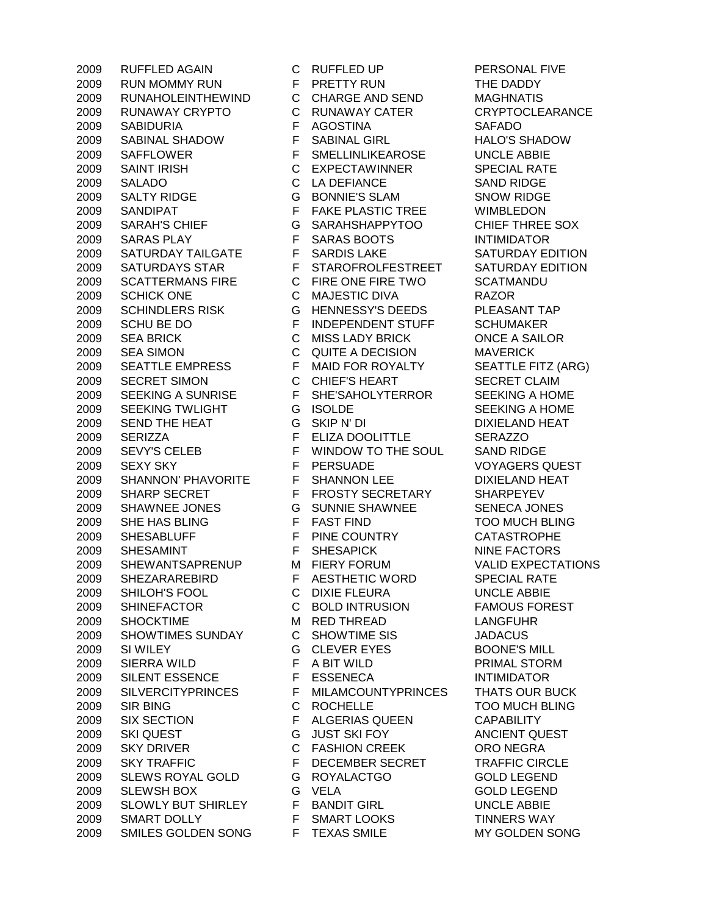| | | | | |
|---|---|---|---|---|
| 2009 | RUFFLED AGAIN | C | RUFFLED UP | PERSONAL FIVE |
| 2009 | RUN MOMMY RUN | F | PRETTY RUN | THE DADDY |
| 2009 | RUNAHOLEINTHEWIND | C | CHARGE AND SEND | MAGHNATIS |
| 2009 | RUNAWAY CRYPTO | C | RUNAWAY CATER | CRYPTOCLEARANCE |
| 2009 | SABIDURIA | F | AGOSTINA | SAFADO |
| 2009 | SABINAL SHADOW | F | SABINAL GIRL | HALO'S SHADOW |
| 2009 | SAFFLOWER | F | SMELLINLIKEAROSE | UNCLE ABBIE |
| 2009 | SAINT IRISH | C | EXPECTAWINNER | SPECIAL RATE |
| 2009 | SALADO | C | LA DEFIANCE | SAND RIDGE |
| 2009 | SALTY RIDGE | G | BONNIE'S SLAM | SNOW RIDGE |
| 2009 | SANDIPAT | F | FAKE PLASTIC TREE | WIMBLEDON |
| 2009 | SARAH'S CHIEF | G | SARAHSHAPPYTOO | CHIEF THREE SOX |
| 2009 | SARAS PLAY | F | SARAS BOOTS | INTIMIDATOR |
| 2009 | SATURDAY TAILGATE | F | SARDIS LAKE | SATURDAY EDITION |
| 2009 | SATURDAYS STAR | F | STAROFROLFESTREET | SATURDAY EDITION |
| 2009 | SCATTERMANS FIRE | C | FIRE ONE FIRE TWO | SCATMANDU |
| 2009 | SCHICK ONE | C | MAJESTIC DIVA | RAZOR |
| 2009 | SCHINDLERS RISK | G | HENNESSY'S DEEDS | PLEASANT TAP |
| 2009 | SCHU BE DO | F | INDEPENDENT STUFF | SCHUMAKER |
| 2009 | SEA BRICK | C | MISS LADY BRICK | ONCE A SAILOR |
| 2009 | SEA SIMON | C | QUITE A DECISION | MAVERICK |
| 2009 | SEATTLE EMPRESS | F | MAID FOR ROYALTY | SEATTLE FITZ (ARG) |
| 2009 | SECRET SIMON | C | CHIEF'S HEART | SECRET CLAIM |
| 2009 | SEEKING A SUNRISE | F | SHE'SAHOLYTERROR | SEEKING A HOME |
| 2009 | SEEKING TWLIGHT | G | ISOLDE | SEEKING A HOME |
| 2009 | SEND THE HEAT | G | SKIP N' DI | DIXIELAND HEAT |
| 2009 | SERIZZA | F | ELIZA DOOLITTLE | SERAZZO |
| 2009 | SEVY'S CELEB | F | WINDOW TO THE SOUL | SAND RIDGE |
| 2009 | SEXY SKY | F | PERSUADE | VOYAGERS QUEST |
| 2009 | SHANNON' PHAVORITE | F | SHANNON LEE | DIXIELAND HEAT |
| 2009 | SHARP SECRET | F | FROSTY SECRETARY | SHARPEYEV |
| 2009 | SHAWNEE JONES | G | SUNNIE SHAWNEE | SENECA JONES |
| 2009 | SHE HAS BLING | F | FAST FIND | TOO MUCH BLING |
| 2009 | SHESABLUFF | F | PINE COUNTRY | CATASTROPHE |
| 2009 | SHESAMINT | F | SHESAPICK | NINE FACTORS |
| 2009 | SHEWANTSAPRENUP | M | FIERY FORUM | VALID EXPECTATIONS |
| 2009 | SHEZARAREBIRD | F | AESTHETIC WORD | SPECIAL RATE |
| 2009 | SHILOH'S FOOL | C | DIXIE FLEURA | UNCLE ABBIE |
| 2009 | SHINEFACTOR | C | BOLD INTRUSION | FAMOUS FOREST |
| 2009 | SHOCKTIME | M | RED THREAD | LANGFUHR |
| 2009 | SHOWTIMES SUNDAY | C | SHOWTIME SIS | JADACUS |
| 2009 | SI WILEY | G | CLEVER EYES | BOONE'S MILL |
| 2009 | SIERRA WILD | F | A BIT WILD | PRIMAL STORM |
| 2009 | SILENT ESSENCE | F | ESSENECA | INTIMIDATOR |
| 2009 | SILVERCITYPRINCES | F | MILAMCOUNTYPRINCES | THATS OUR BUCK |
| 2009 | SIR BING | C | ROCHELLE | TOO MUCH BLING |
| 2009 | SIX SECTION | F | ALGERIAS QUEEN | CAPABILITY |
| 2009 | SKI QUEST | G | JUST SKI FOY | ANCIENT QUEST |
| 2009 | SKY DRIVER | C | FASHION CREEK | ORO NEGRA |
| 2009 | SKY TRAFFIC | F | DECEMBER SECRET | TRAFFIC CIRCLE |
| 2009 | SLEWS ROYAL GOLD | G | ROYALACTGO | GOLD LEGEND |
| 2009 | SLEWSH BOX | G | VELA | GOLD LEGEND |
| 2009 | SLOWLY BUT SHIRLEY | F | BANDIT GIRL | UNCLE ABBIE |
| 2009 | SMART DOLLY | F | SMART LOOKS | TINNERS WAY |
| 2009 | SMILES GOLDEN SONG | F | TEXAS SMILE | MY GOLDEN SONG |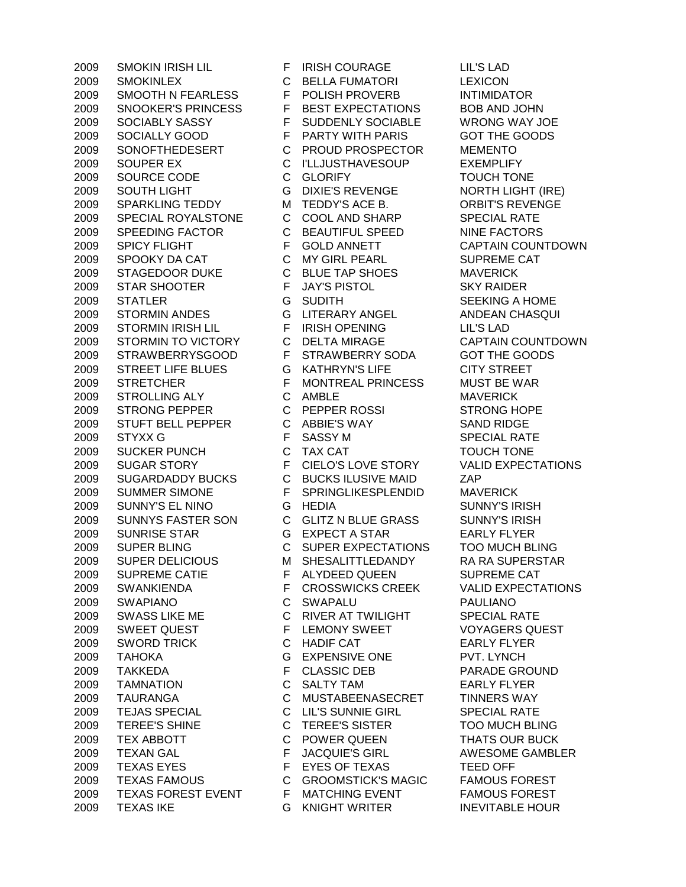| | | | | |
|---|---|---|---|---|
| 2009 | SMOKIN IRISH LIL | F | IRISH COURAGE | LIL'S LAD |
| 2009 | SMOKINLEX | C | BELLA FUMATORI | LEXICON |
| 2009 | SMOOTH N FEARLESS | F | POLISH PROVERB | INTIMIDATOR |
| 2009 | SNOOKER'S PRINCESS | F | BEST EXPECTATIONS | BOB AND JOHN |
| 2009 | SOCIABLY SASSY | F | SUDDENLY SOCIABLE | WRONG WAY JOE |
| 2009 | SOCIALLY GOOD | F | PARTY WITH PARIS | GOT THE GOODS |
| 2009 | SONOFTHEDESERT | C | PROUD PROSPECTOR | MEMENTO |
| 2009 | SOUPER EX | C | I'LLJUSTHAVESOUP | EXEMPLIFY |
| 2009 | SOURCE CODE | C | GLORIFY | TOUCH TONE |
| 2009 | SOUTH LIGHT | G | DIXIE'S REVENGE | NORTH LIGHT (IRE) |
| 2009 | SPARKLING TEDDY | M | TEDDY'S ACE B. | ORBIT'S REVENGE |
| 2009 | SPECIAL ROYALSTONE | C | COOL AND SHARP | SPECIAL RATE |
| 2009 | SPEEDING FACTOR | C | BEAUTIFUL SPEED | NINE FACTORS |
| 2009 | SPICY FLIGHT | F | GOLD ANNETT | CAPTAIN COUNTDOWN |
| 2009 | SPOOKY DA CAT | C | MY GIRL PEARL | SUPREME CAT |
| 2009 | STAGEDOOR DUKE | C | BLUE TAP SHOES | MAVERICK |
| 2009 | STAR SHOOTER | F | JAY'S PISTOL | SKY RAIDER |
| 2009 | STATLER | G | SUDITH | SEEKING A HOME |
| 2009 | STORMIN ANDES | G | LITERARY ANGEL | ANDEAN CHASQUI |
| 2009 | STORMIN IRISH LIL | F | IRISH OPENING | LIL'S LAD |
| 2009 | STORMIN TO VICTORY | C | DELTA MIRAGE | CAPTAIN COUNTDOWN |
| 2009 | STRAWBERRYSGOOD | F | STRAWBERRY SODA | GOT THE GOODS |
| 2009 | STREET LIFE BLUES | G | KATHRYN'S LIFE | CITY STREET |
| 2009 | STRETCHER | F | MONTREAL PRINCESS | MUST BE WAR |
| 2009 | STROLLING ALY | C | AMBLE | MAVERICK |
| 2009 | STRONG PEPPER | C | PEPPER ROSSI | STRONG HOPE |
| 2009 | STUFT BELL PEPPER | C | ABBIE'S WAY | SAND RIDGE |
| 2009 | STYXX G | F | SASSY M | SPECIAL RATE |
| 2009 | SUCKER PUNCH | C | TAX CAT | TOUCH TONE |
| 2009 | SUGAR STORY | F | CIELO'S LOVE STORY | VALID EXPECTATIONS |
| 2009 | SUGARDADDY BUCKS | C | BUCKS ILUSIVE MAID | ZAP |
| 2009 | SUMMER SIMONE | F | SPRINGLIKESPLENDID | MAVERICK |
| 2009 | SUNNY'S EL NINO | G | HEDIA | SUNNY'S IRISH |
| 2009 | SUNNYS FASTER SON | C | GLITZ N BLUE GRASS | SUNNY'S IRISH |
| 2009 | SUNRISE STAR | G | EXPECT A STAR | EARLY FLYER |
| 2009 | SUPER BLING | C | SUPER EXPECTATIONS | TOO MUCH BLING |
| 2009 | SUPER DELICIOUS | M | SHESALITTLEDANDY | RA RA SUPERSTAR |
| 2009 | SUPREME CATIE | F | ALYDEED QUEEN | SUPREME CAT |
| 2009 | SWANKIENDA | F | CROSSWICKS CREEK | VALID EXPECTATIONS |
| 2009 | SWAPIANO | C | SWAPALU | PAULIANO |
| 2009 | SWASS LIKE ME | C | RIVER AT TWILIGHT | SPECIAL RATE |
| 2009 | SWEET QUEST | F | LEMONY SWEET | VOYAGERS QUEST |
| 2009 | SWORD TRICK | C | HADIF CAT | EARLY FLYER |
| 2009 | TAHOKA | G | EXPENSIVE ONE | PVT. LYNCH |
| 2009 | TAKKEDA | F | CLASSIC DEB | PARADE GROUND |
| 2009 | TAMNATION | C | SALTY TAM | EARLY FLYER |
| 2009 | TAURANGA | C | MUSTABEENASECRET | TINNERS WAY |
| 2009 | TEJAS SPECIAL | C | LIL'S SUNNIE GIRL | SPECIAL RATE |
| 2009 | TEREE'S SHINE | C | TEREE'S SISTER | TOO MUCH BLING |
| 2009 | TEX ABBOTT | C | POWER QUEEN | THATS OUR BUCK |
| 2009 | TEXAN GAL | F | JACQUIE'S GIRL | AWESOME GAMBLER |
| 2009 | TEXAS EYES | F | EYES OF TEXAS | TEED OFF |
| 2009 | TEXAS FAMOUS | C | GROOMSTICK'S MAGIC | FAMOUS FOREST |
| 2009 | TEXAS FOREST EVENT | F | MATCHING EVENT | FAMOUS FOREST |
| 2009 | TEXAS IKE | G | KNIGHT WRITER | INEVITABLE HOUR |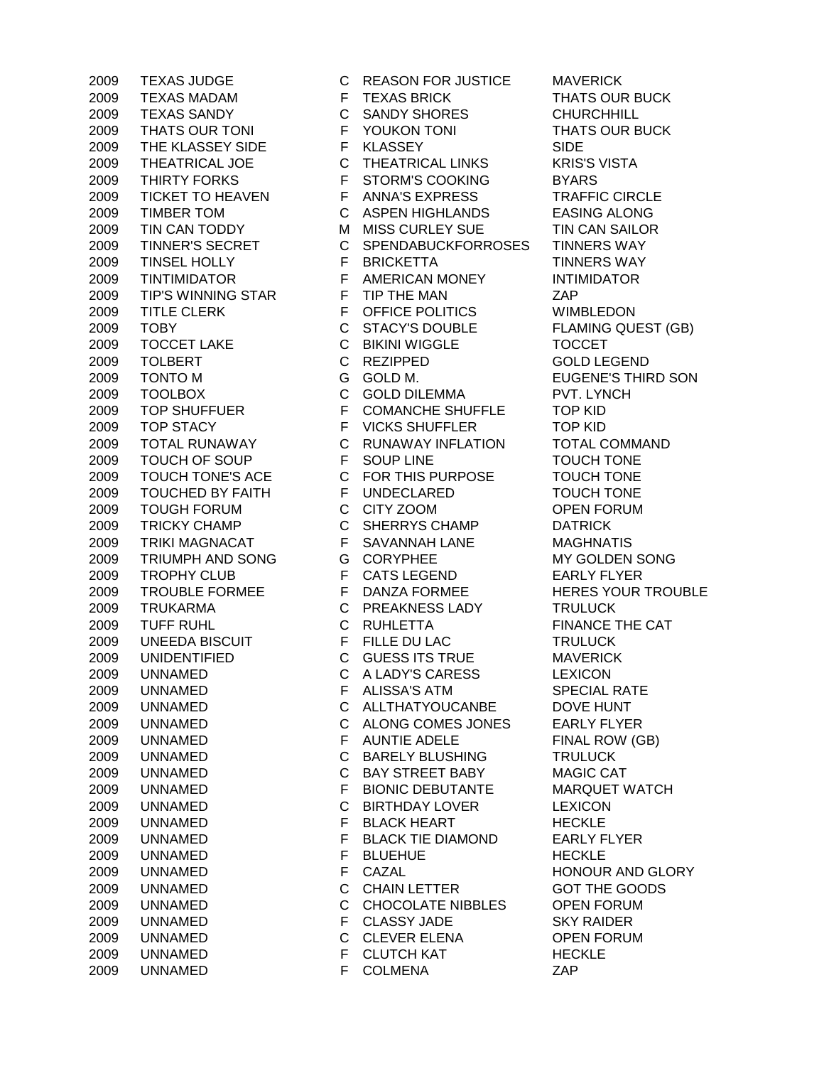| | | | | |
|---|---|---|---|---|
| 2009 | TEXAS JUDGE | C | REASON FOR JUSTICE | MAVERICK |
| 2009 | TEXAS MADAM | F | TEXAS BRICK | THATS OUR BUCK |
| 2009 | TEXAS SANDY | C | SANDY SHORES | CHURCHHILL |
| 2009 | THATS OUR TONI | F | YOUKON TONI | THATS OUR BUCK |
| 2009 | THE KLASSEY SIDE | F | KLASSEY | SIDE |
| 2009 | THEATRICAL JOE | C | THEATRICAL LINKS | KRIS'S VISTA |
| 2009 | THIRTY FORKS | F | STORM'S COOKING | BYARS |
| 2009 | TICKET TO HEAVEN | F | ANNA'S EXPRESS | TRAFFIC CIRCLE |
| 2009 | TIMBER TOM | C | ASPEN HIGHLANDS | EASING ALONG |
| 2009 | TIN CAN TODDY | M | MISS CURLEY SUE | TIN CAN SAILOR |
| 2009 | TINNER'S SECRET | C | SPENDABUCKFORROSES | TINNERS WAY |
| 2009 | TINSEL HOLLY | F | BRICKETTA | TINNERS WAY |
| 2009 | TINTIMIDATOR | F | AMERICAN MONEY | INTIMIDATOR |
| 2009 | TIP'S WINNING STAR | F | TIP THE MAN | ZAP |
| 2009 | TITLE CLERK | F | OFFICE POLITICS | WIMBLEDON |
| 2009 | TOBY | C | STACY'S DOUBLE | FLAMING QUEST (GB) |
| 2009 | TOCCET LAKE | C | BIKINI WIGGLE | TOCCET |
| 2009 | TOLBERT | C | REZIPPED | GOLD LEGEND |
| 2009 | TONTO M | G | GOLD M. | EUGENE'S THIRD SON |
| 2009 | TOOLBOX | C | GOLD DILEMMA | PVT. LYNCH |
| 2009 | TOP SHUFFUER | F | COMANCHE SHUFFLE | TOP KID |
| 2009 | TOP STACY | F | VICKS SHUFFLER | TOP KID |
| 2009 | TOTAL RUNAWAY | C | RUNAWAY INFLATION | TOTAL COMMAND |
| 2009 | TOUCH OF SOUP | F | SOUP LINE | TOUCH TONE |
| 2009 | TOUCH TONE'S ACE | C | FOR THIS PURPOSE | TOUCH TONE |
| 2009 | TOUCHED BY FAITH | F | UNDECLARED | TOUCH TONE |
| 2009 | TOUGH FORUM | C | CITY ZOOM | OPEN FORUM |
| 2009 | TRICKY CHAMP | C | SHERRYS CHAMP | DATRICK |
| 2009 | TRIKI MAGNACAT | F | SAVANNAH LANE | MAGHNATIS |
| 2009 | TRIUMPH AND SONG | G | CORYPHEE | MY GOLDEN SONG |
| 2009 | TROPHY CLUB | F | CATS LEGEND | EARLY FLYER |
| 2009 | TROUBLE FORMEE | F | DANZA FORMEE | HERES YOUR TROUBLE |
| 2009 | TRUKARMA | C | PREAKNESS LADY | TRULUCK |
| 2009 | TUFF RUHL | C | RUHLETTA | FINANCE THE CAT |
| 2009 | UNEEDA BISCUIT | F | FILLE DU LAC | TRULUCK |
| 2009 | UNIDENTIFIED | C | GUESS ITS TRUE | MAVERICK |
| 2009 | UNNAMED | C | A LADY'S CARESS | LEXICON |
| 2009 | UNNAMED | F | ALISSA'S ATM | SPECIAL RATE |
| 2009 | UNNAMED | C | ALLTHATYOUCANBE | DOVE HUNT |
| 2009 | UNNAMED | C | ALONG COMES JONES | EARLY FLYER |
| 2009 | UNNAMED | F | AUNTIE ADELE | FINAL ROW (GB) |
| 2009 | UNNAMED | C | BARELY BLUSHING | TRULUCK |
| 2009 | UNNAMED | C | BAY STREET BABY | MAGIC CAT |
| 2009 | UNNAMED | F | BIONIC DEBUTANTE | MARQUET WATCH |
| 2009 | UNNAMED | C | BIRTHDAY LOVER | LEXICON |
| 2009 | UNNAMED | F | BLACK HEART | HECKLE |
| 2009 | UNNAMED | F | BLACK TIE DIAMOND | EARLY FLYER |
| 2009 | UNNAMED | F | BLUEHUE | HECKLE |
| 2009 | UNNAMED | F | CAZAL | HONOUR AND GLORY |
| 2009 | UNNAMED | C | CHAIN LETTER | GOT THE GOODS |
| 2009 | UNNAMED | C | CHOCOLATE NIBBLES | OPEN FORUM |
| 2009 | UNNAMED | F | CLASSY JADE | SKY RAIDER |
| 2009 | UNNAMED | C | CLEVER ELENA | OPEN FORUM |
| 2009 | UNNAMED | F | CLUTCH KAT | HECKLE |
| 2009 | UNNAMED | F | COLMENA | ZAP |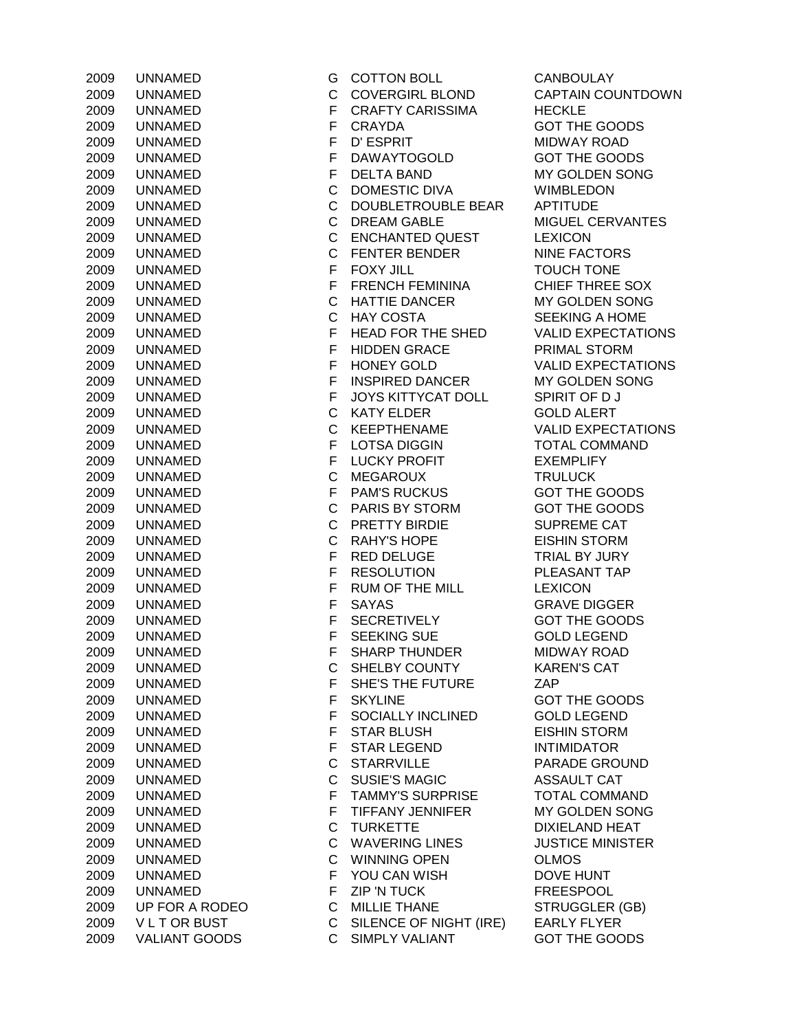| | | | | |
|---|---|---|---|---|
| 2009 | UNNAMED | G | COTTON BOLL | CANBOULAY |
| 2009 | UNNAMED | C | COVERGIRL BLOND | CAPTAIN COUNTDOWN |
| 2009 | UNNAMED | F | CRAFTY CARISSIMA | HECKLE |
| 2009 | UNNAMED | F | CRAYDA | GOT THE GOODS |
| 2009 | UNNAMED | F | D' ESPRIT | MIDWAY ROAD |
| 2009 | UNNAMED | F | DAWAYTOGOLD | GOT THE GOODS |
| 2009 | UNNAMED | F | DELTA BAND | MY GOLDEN SONG |
| 2009 | UNNAMED | C | DOMESTIC DIVA | WIMBLEDON |
| 2009 | UNNAMED | C | DOUBLETROUBLE BEAR | APTITUDE |
| 2009 | UNNAMED | C | DREAM GABLE | MIGUEL CERVANTES |
| 2009 | UNNAMED | C | ENCHANTED QUEST | LEXICON |
| 2009 | UNNAMED | C | FENTER BENDER | NINE FACTORS |
| 2009 | UNNAMED | F | FOXY JILL | TOUCH TONE |
| 2009 | UNNAMED | F | FRENCH FEMININA | CHIEF THREE SOX |
| 2009 | UNNAMED | C | HATTIE DANCER | MY GOLDEN SONG |
| 2009 | UNNAMED | C | HAY COSTA | SEEKING A HOME |
| 2009 | UNNAMED | F | HEAD FOR THE SHED | VALID EXPECTATIONS |
| 2009 | UNNAMED | F | HIDDEN GRACE | PRIMAL STORM |
| 2009 | UNNAMED | F | HONEY GOLD | VALID EXPECTATIONS |
| 2009 | UNNAMED | F | INSPIRED DANCER | MY GOLDEN SONG |
| 2009 | UNNAMED | F | JOYS KITTYCAT DOLL | SPIRIT OF D J |
| 2009 | UNNAMED | C | KATY ELDER | GOLD ALERT |
| 2009 | UNNAMED | C | KEEPTHENAME | VALID EXPECTATIONS |
| 2009 | UNNAMED | F | LOTSA DIGGIN | TOTAL COMMAND |
| 2009 | UNNAMED | F | LUCKY PROFIT | EXEMPLIFY |
| 2009 | UNNAMED | C | MEGAROUX | TRULUCK |
| 2009 | UNNAMED | F | PAM'S RUCKUS | GOT THE GOODS |
| 2009 | UNNAMED | C | PARIS BY STORM | GOT THE GOODS |
| 2009 | UNNAMED | C | PRETTY BIRDIE | SUPREME CAT |
| 2009 | UNNAMED | C | RAHY'S HOPE | EISHIN STORM |
| 2009 | UNNAMED | F | RED DELUGE | TRIAL BY JURY |
| 2009 | UNNAMED | F | RESOLUTION | PLEASANT TAP |
| 2009 | UNNAMED | F | RUM OF THE MILL | LEXICON |
| 2009 | UNNAMED | F | SAYAS | GRAVE DIGGER |
| 2009 | UNNAMED | F | SECRETIVELY | GOT THE GOODS |
| 2009 | UNNAMED | F | SEEKING SUE | GOLD LEGEND |
| 2009 | UNNAMED | F | SHARP THUNDER | MIDWAY ROAD |
| 2009 | UNNAMED | C | SHELBY COUNTY | KAREN'S CAT |
| 2009 | UNNAMED | F | SHE'S THE FUTURE | ZAP |
| 2009 | UNNAMED | F | SKYLINE | GOT THE GOODS |
| 2009 | UNNAMED | F | SOCIALLY INCLINED | GOLD LEGEND |
| 2009 | UNNAMED | F | STAR BLUSH | EISHIN STORM |
| 2009 | UNNAMED | F | STAR LEGEND | INTIMIDATOR |
| 2009 | UNNAMED | C | STARRVILLE | PARADE GROUND |
| 2009 | UNNAMED | C | SUSIE'S MAGIC | ASSAULT CAT |
| 2009 | UNNAMED | F | TAMMY'S SURPRISE | TOTAL COMMAND |
| 2009 | UNNAMED | F | TIFFANY JENNIFER | MY GOLDEN SONG |
| 2009 | UNNAMED | C | TURKETTE | DIXIELAND HEAT |
| 2009 | UNNAMED | C | WAVERING LINES | JUSTICE MINISTER |
| 2009 | UNNAMED | C | WINNING OPEN | OLMOS |
| 2009 | UNNAMED | F | YOU CAN WISH | DOVE HUNT |
| 2009 | UNNAMED | F | ZIP 'N TUCK | FREESPOOL |
| 2009 | UP FOR A RODEO | C | MILLIE THANE | STRUGGLER (GB) |
| 2009 | V L T OR BUST | C | SILENCE OF NIGHT (IRE) | EARLY FLYER |
| 2009 | VALIANT GOODS | C | SIMPLY VALIANT | GOT THE GOODS |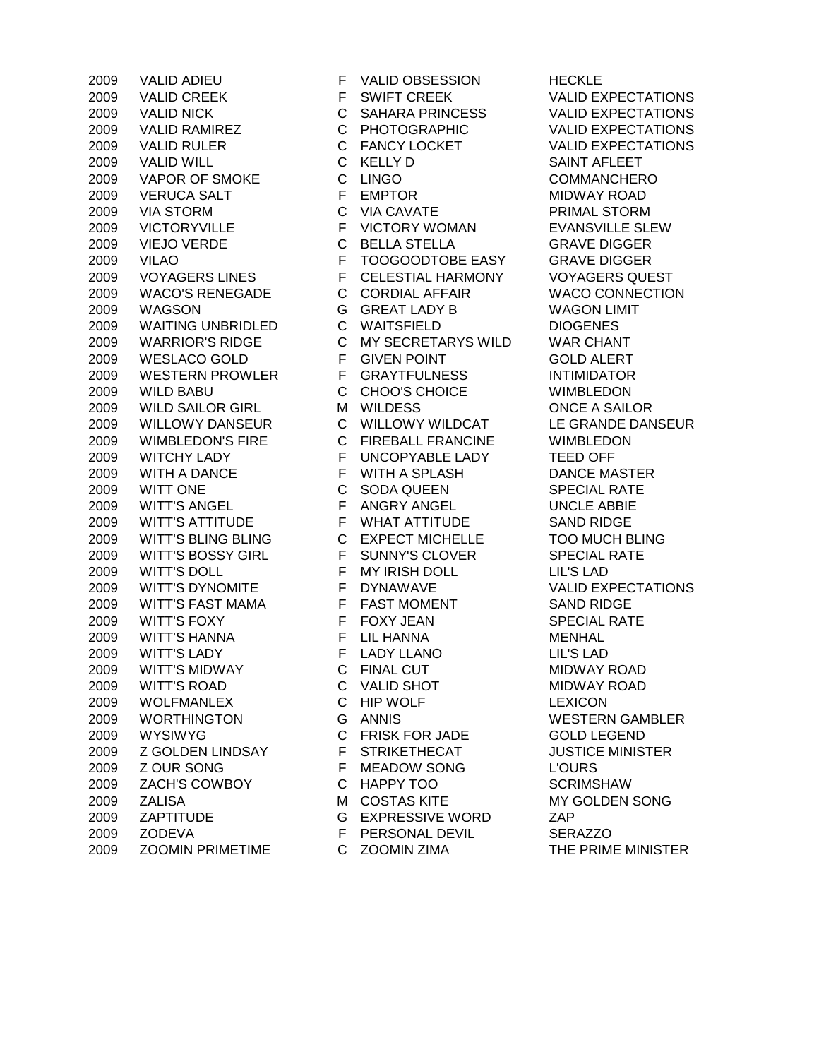| | | | | |
|---|---|---|---|---|
| 2009 | VALID ADIEU | F | VALID OBSESSION | HECKLE |
| 2009 | VALID CREEK | F | SWIFT CREEK | VALID EXPECTATIONS |
| 2009 | VALID NICK | C | SAHARA PRINCESS | VALID EXPECTATIONS |
| 2009 | VALID RAMIREZ | C | PHOTOGRAPHIC | VALID EXPECTATIONS |
| 2009 | VALID RULER | C | FANCY LOCKET | VALID EXPECTATIONS |
| 2009 | VALID WILL | C | KELLY D | SAINT AFLEET |
| 2009 | VAPOR OF SMOKE | C | LINGO | COMMANCHERO |
| 2009 | VERUCA SALT | F | EMPTOR | MIDWAY ROAD |
| 2009 | VIA STORM | C | VIA CAVATE | PRIMAL STORM |
| 2009 | VICTORYVILLE | F | VICTORY WOMAN | EVANSVILLE SLEW |
| 2009 | VIEJO VERDE | C | BELLA STELLA | GRAVE DIGGER |
| 2009 | VILAO | F | TOOGOODTOBE EASY | GRAVE DIGGER |
| 2009 | VOYAGERS LINES | F | CELESTIAL HARMONY | VOYAGERS QUEST |
| 2009 | WACO'S RENEGADE | C | CORDIAL AFFAIR | WACO CONNECTION |
| 2009 | WAGSON | G | GREAT LADY B | WAGON LIMIT |
| 2009 | WAITING UNBRIDLED | C | WAITSFIELD | DIOGENES |
| 2009 | WARRIOR'S RIDGE | C | MY SECRETARYS WILD | WAR CHANT |
| 2009 | WESLACO GOLD | F | GIVEN POINT | GOLD ALERT |
| 2009 | WESTERN PROWLER | F | GRAYTFULNESS | INTIMIDATOR |
| 2009 | WILD BABU | C | CHOO'S CHOICE | WIMBLEDON |
| 2009 | WILD SAILOR GIRL | M | WILDESS | ONCE A SAILOR |
| 2009 | WILLOWY DANSEUR | C | WILLOWY WILDCAT | LE GRANDE DANSEUR |
| 2009 | WIMBLEDON'S FIRE | C | FIREBALL FRANCINE | WIMBLEDON |
| 2009 | WITCHY LADY | F | UNCOPYABLE LADY | TEED OFF |
| 2009 | WITH A DANCE | F | WITH A SPLASH | DANCE MASTER |
| 2009 | WITT ONE | C | SODA QUEEN | SPECIAL RATE |
| 2009 | WITT'S ANGEL | F | ANGRY ANGEL | UNCLE ABBIE |
| 2009 | WITT'S ATTITUDE | F | WHAT ATTITUDE | SAND RIDGE |
| 2009 | WITT'S BLING BLING | C | EXPECT MICHELLE | TOO MUCH BLING |
| 2009 | WITT'S BOSSY GIRL | F | SUNNY'S CLOVER | SPECIAL RATE |
| 2009 | WITT'S DOLL | F | MY IRISH DOLL | LIL'S LAD |
| 2009 | WITT'S DYNOMITE | F | DYNAWAVE | VALID EXPECTATIONS |
| 2009 | WITT'S FAST MAMA | F | FAST MOMENT | SAND RIDGE |
| 2009 | WITT'S FOXY | F | FOXY JEAN | SPECIAL RATE |
| 2009 | WITT'S HANNA | F | LIL HANNA | MENHAL |
| 2009 | WITT'S LADY | F | LADY LLANO | LIL'S LAD |
| 2009 | WITT'S MIDWAY | C | FINAL CUT | MIDWAY ROAD |
| 2009 | WITT'S ROAD | C | VALID SHOT | MIDWAY ROAD |
| 2009 | WOLFMANLEX | C | HIP WOLF | LEXICON |
| 2009 | WORTHINGTON | G | ANNIS | WESTERN GAMBLER |
| 2009 | WYSIWYG | C | FRISK FOR JADE | GOLD LEGEND |
| 2009 | Z GOLDEN LINDSAY | F | STRIKETHECAT | JUSTICE MINISTER |
| 2009 | Z OUR SONG | F | MEADOW SONG | L'OURS |
| 2009 | ZACH'S COWBOY | C | HAPPY TOO | SCRIMSHAW |
| 2009 | ZALISA | M | COSTAS KITE | MY GOLDEN SONG |
| 2009 | ZAPTITUDE | G | EXPRESSIVE WORD | ZAP |
| 2009 | ZODEVA | F | PERSONAL DEVIL | SERAZZO |
| 2009 | ZOOMIN PRIMETIME | C | ZOOMIN ZIMA | THE PRIME MINISTER |